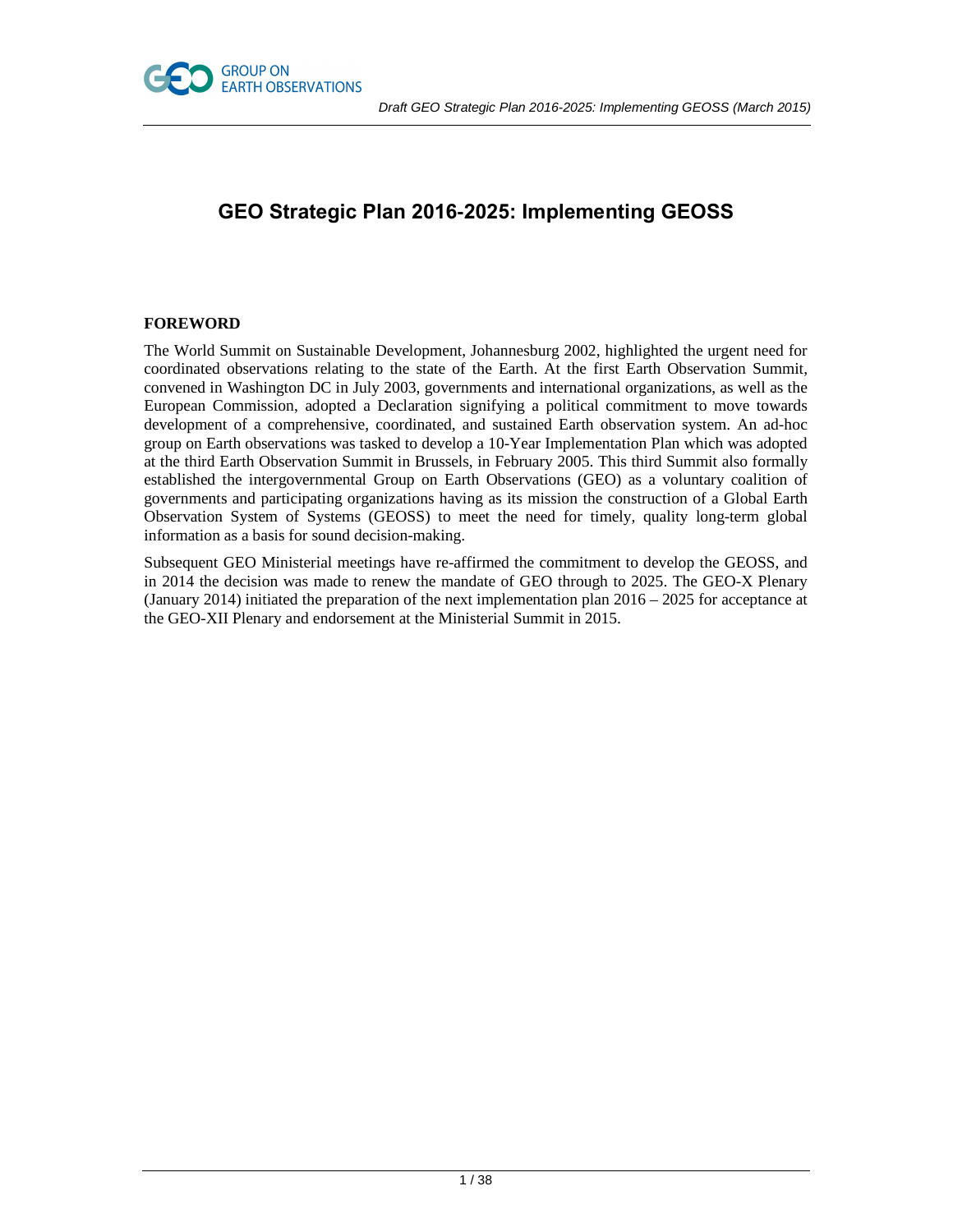# GEO Strategic Plan 2016-2025: Implementing GEOSS

## FOREWORD

The World Summit on Sustainable Development, Johannesburg 2002, highlighted the urgent need for coordinated observations relating to the state of the Earth. At the first Earth Observation Summit, convened in Washington DC in July 2003, governments and international organizations, as well as the European Commission, adopted a Declaration signifying a political commitment to move towards development of a comprehensive, coordinated, and sustained Earth observation system. An ad-hoc group on Earth observations was tasked to develop a 10-Year Implementation Plan which was adopted at the third Earth Observation Summit in Brussels, in February 2005. This third Summit also formally established the intergovernmental Group on Earth Observations (GEO) as a voluntary coalition of governments and participating organizations having as its mission the construction of a Global Earth Observation System of Systems (GEOSS) to meet the need for timely, quality long-term global information as a basis for sound decision-making.

Subsequent GEO Ministerial meetings have re-affirmed the commitment to develop the GEOSS, and in 2014 the decision was made to renew the mandate of GEO through to 2025. The GEO-X Plenary (January 2014) initiated the preparation of the next implementation plan 2016 – 2025 for acceptance at the GEO-XII Plenary and endorsement at the Ministerial Summit in 2015.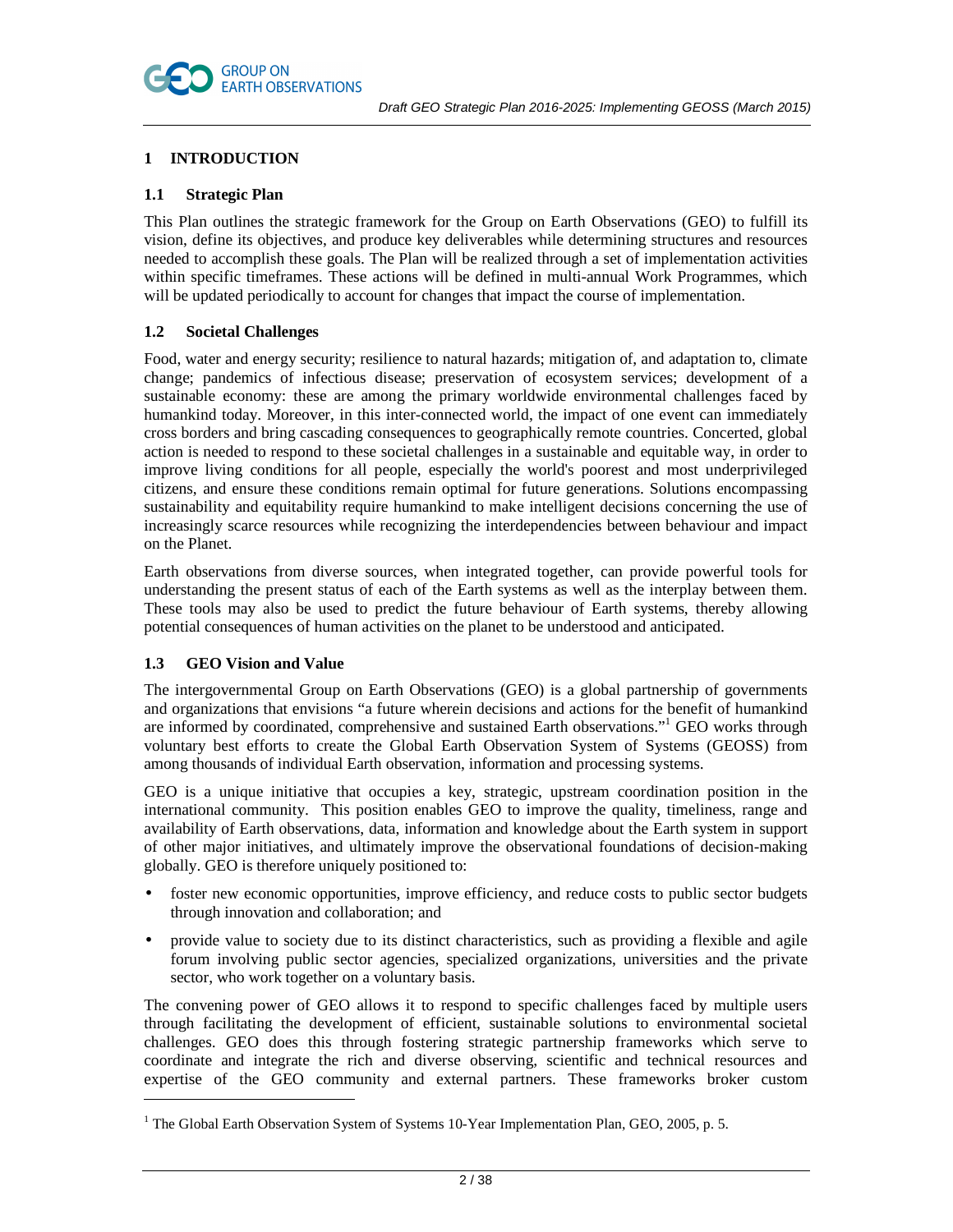# 1 INTRODUCTION

## 1.1 Strategic Plan

This Plan outlines the strategic framework for the Group on Earth Observations (GEO) to fulfill its vision, define its objectives, and produce key deliverables while determining structures and resources needed to accomplish these goals. The Plan will be realized through a set of implementation activities within specific timeframes. These actions will be defined in multi-annual Work Programmes, which will be updated periodically to account for changes that impact the course of implementation.

## 1.2 Societal Challenges

Food, water and energy security; resilience to natural hazards; mitigation of, and adaptation to, climate change; pandemics of infectious disease; preservation of ecosystem services; development of a sustainable economy: these are among the primary worldwide environmental challenges faced by humankind today. Moreover, in this inter-connected world, the impact of one event can immediately cross borders and bring cascading consequences to geographically remote countries. Concerted, global action is needed to respond to these societal challenges in a sustainable and equitable way, in order to improve living conditions for all people, especially the world's poorest and most underprivileged citizens, and ensure these conditions remain optimal for future generations. Solutions encompassing sustainability and equitability require humankind to make intelligent decisions concerning the use of increasingly scarce resources while recognizing the interdependencies between behaviour and impact on the Planet.

Earth observations from diverse sources, when integrated together, can provide powerful tools for understanding the present status of each of the Earth systems as well as the interplay between them. These tools may also be used to predict the future behaviour of Earth systems, thereby allowing potential consequences of human activities on the planet to be understood and anticipated.

## 1.3 GEO Vision and Value

The intergovernmental Group on Earth Observations (GEO) is a global partnership of governments and organizations that envisions "a future wherein decisions and actions for the benefit of humankind are informed by coordinated, comprehensive and sustained Earth observations."[1] GEO works through voluntary best efforts to create the Global Earth Observation System of Systems (GEOSS) from among thousands of individual Earth observation, information and processing systems.

GEO is a unique initiative that occupies a key, strategic, upstream coordination position in the international community. This position enables GEO to improve the quality, timeliness, range and availability of Earth observations, data, information and knowledge about the Earth system in support of other major initiatives, and ultimately improve the observational foundations of decision-making globally. GEO is therefore uniquely positioned to:

- foster new economic opportunities, improve efficiency, and reduce costs to public sector budgets through innovation and collaboration; and
- provide value to society due to its distinct characteristics, such as providing a flexible and agile forum involving public sector agencies, specialized organizations, universities and the private sector, who work together on a voluntary basis.

The convening power of GEO allows it to respond to specific challenges faced by multiple users through facilitating the development of efficient, sustainable solutions to environmental societal challenges. GEO does this through fostering strategic partnership frameworks which serve to coordinate and integrate the rich and diverse observing, scientific and technical resources and expertise of the GEO community and external partners. These frameworks broker custom

---

[1] The Global Earth Observation System of Systems 10-Year Implementation Plan, GEO, 2005, p. 5.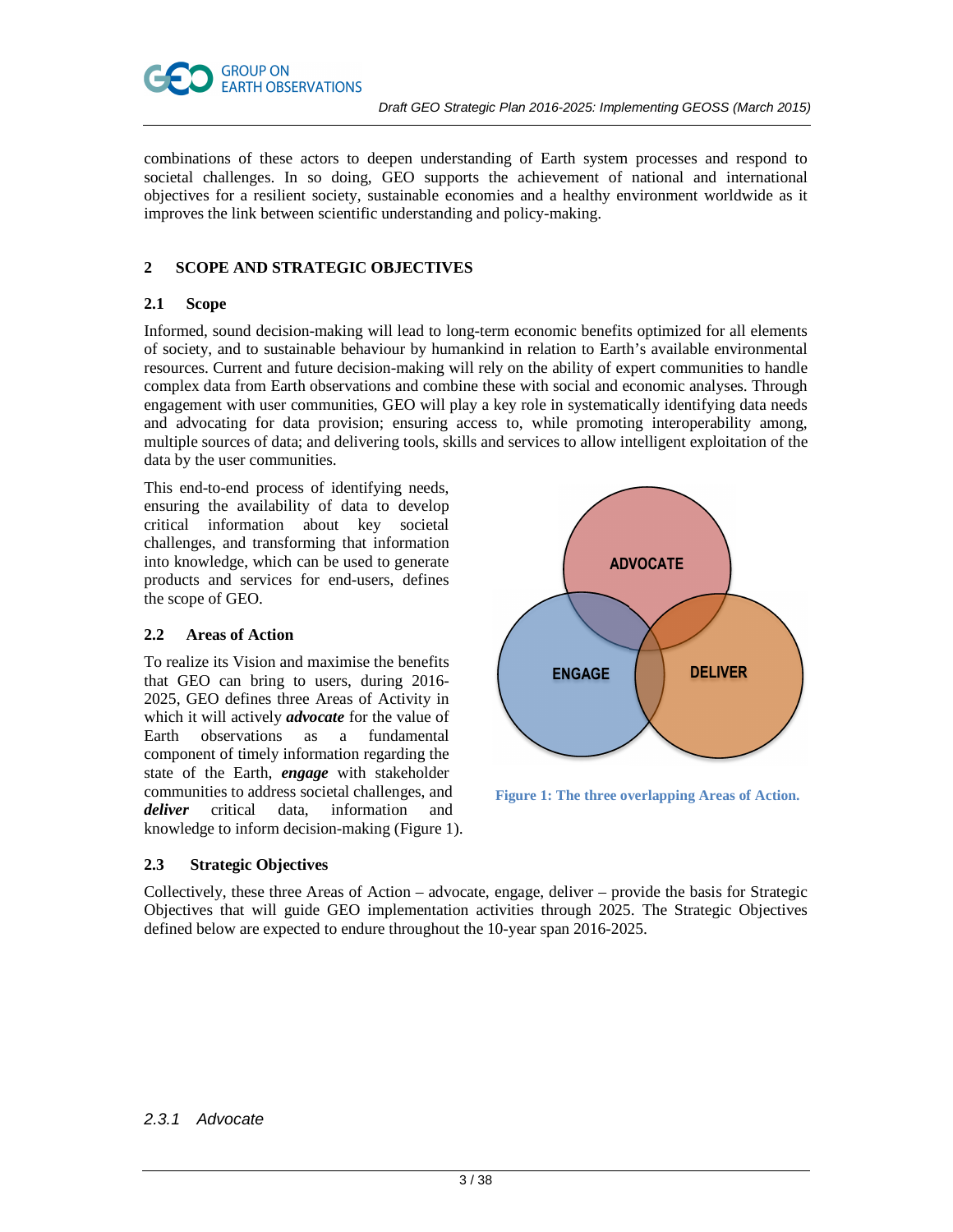combinations of these actors to deepen understanding of Earth system processes and respond to societal challenges. In so doing, GEO supports the achievement of national and international objectives for a resilient society, sustainable economies and a healthy environment worldwide as it improves the link between scientific understanding and policy-making.

## 2 SCOPE AND STRATEGIC OBJECTIVES

### 2.1 Scope

Informed, sound decision-making will lead to long-term economic benefits optimized for all elements of society, and to sustainable behaviour by humankind in relation to Earth's available environmental resources. Current and future decision-making will rely on the ability of expert communities to handle complex data from Earth observations and combine these with social and economic analyses. Through engagement with user communities, GEO will play a key role in systematically identifying data needs and advocating for data provision; ensuring access to, while promoting interoperability among, multiple sources of data; and delivering tools, skills and services to allow intelligent exploitation of the data by the user communities.

This end-to-end process of identifying needs, ensuring the availability of data to develop critical information about key societal challenges, and transforming that information into knowledge, which can be used to generate products and services for end-users, defines the scope of GEO.

### 2.2 Areas of Action

To realize its Vision and maximise the benefits that GEO can bring to users, during 2016-2025, GEO defines three Areas of Activity in which it will actively ***advocate*** for the value of Earth observations as a fundamental component of timely information regarding the state of the Earth, ***engage*** with stakeholder communities to address societal challenges, and ***deliver*** critical data, information and knowledge to inform decision-making (Figure 1).

ADVOCATE

ENGAGE

DELIVER

**Figure 1: The three overlapping Areas of Action.**

### 2.3 Strategic Objectives

Collectively, these three Areas of Action – advocate, engage, deliver – provide the basis for Strategic Objectives that will guide GEO implementation activities through 2025. The Strategic Objectives defined below are expected to endure throughout the 10-year span 2016-2025.

#### *2.3.1 Advocate*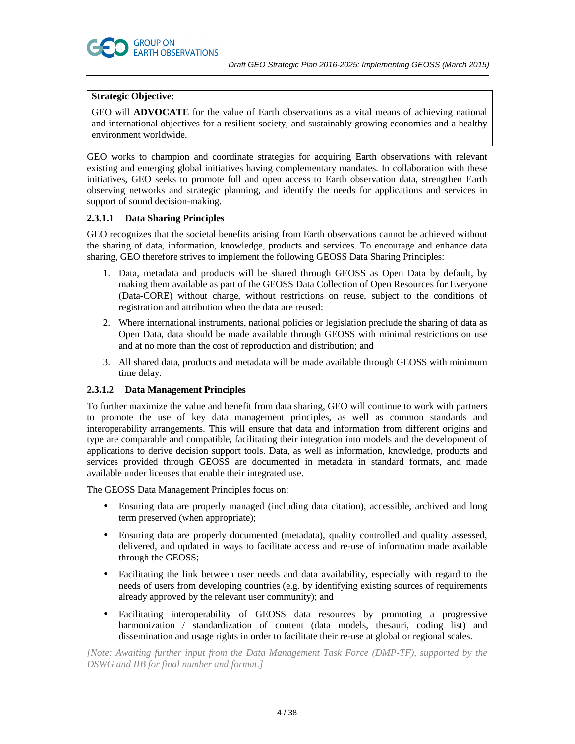**Strategic Objective:**

GEO will **ADVOCATE** for the value of Earth observations as a vital means of achieving national and international objectives for a resilient society, and sustainably growing economies and a healthy environment worldwide.

GEO works to champion and coordinate strategies for acquiring Earth observations with relevant existing and emerging global initiatives having complementary mandates. In collaboration with these initiatives, GEO seeks to promote full and open access to Earth observation data, strengthen Earth observing networks and strategic planning, and identify the needs for applications and services in support of sound decision-making.

#### 2.3.1.1 Data Sharing Principles

GEO recognizes that the societal benefits arising from Earth observations cannot be achieved without the sharing of data, information, knowledge, products and services. To encourage and enhance data sharing, GEO therefore strives to implement the following GEOSS Data Sharing Principles:

1. Data, metadata and products will be shared through GEOSS as Open Data by default, by making them available as part of the GEOSS Data Collection of Open Resources for Everyone (Data-CORE) without charge, without restrictions on reuse, subject to the conditions of registration and attribution when the data are reused;
2. Where international instruments, national policies or legislation preclude the sharing of data as Open Data, data should be made available through GEOSS with minimal restrictions on use and at no more than the cost of reproduction and distribution; and
3. All shared data, products and metadata will be made available through GEOSS with minimum time delay.

#### 2.3.1.2 Data Management Principles

To further maximize the value and benefit from data sharing, GEO will continue to work with partners to promote the use of key data management principles, as well as common standards and interoperability arrangements. This will ensure that data and information from different origins and type are comparable and compatible, facilitating their integration into models and the development of applications to derive decision support tools. Data, as well as information, knowledge, products and services provided through GEOSS are documented in metadata in standard formats, and made available under licenses that enable their integrated use.

The GEOSS Data Management Principles focus on:

- Ensuring data are properly managed (including data citation), accessible, archived and long term preserved (when appropriate);
- Ensuring data are properly documented (metadata), quality controlled and quality assessed, delivered, and updated in ways to facilitate access and re-use of information made available through the GEOSS;
- Facilitating the link between user needs and data availability, especially with regard to the needs of users from developing countries (e.g. by identifying existing sources of requirements already approved by the relevant user community); and
- Facilitating interoperability of GEOSS data resources by promoting a progressive harmonization / standardization of content (data models, thesauri, coding list) and dissemination and usage rights in order to facilitate their re-use at global or regional scales.

*[Note: Awaiting further input from the Data Management Task Force (DMP-TF), supported by the DSWG and IIB for final number and format.]*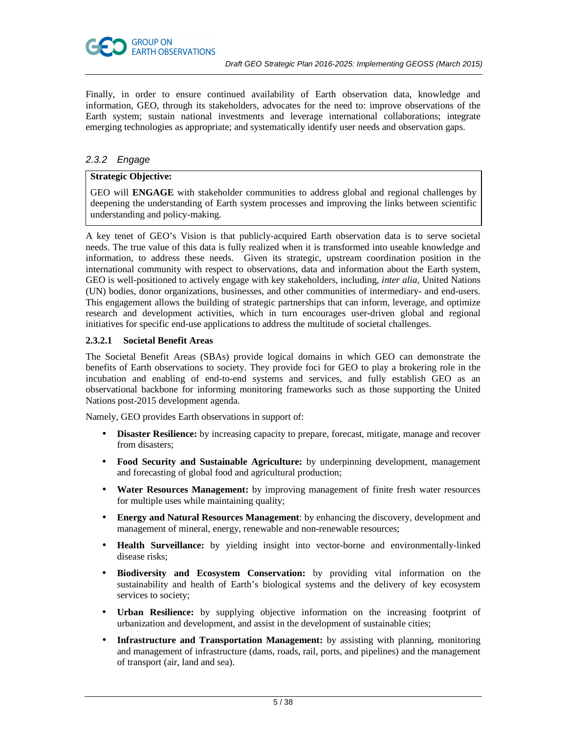Finally, in order to ensure continued availability of Earth observation data, knowledge and information, GEO, through its stakeholders, advocates for the need to: improve observations of the Earth system; sustain national investments and leverage international collaborations; integrate emerging technologies as appropriate; and systematically identify user needs and observation gaps.

### 2.3.2 Engage

> **Strategic Objective:**
>
> GEO will **ENGAGE** with stakeholder communities to address global and regional challenges by deepening the understanding of Earth system processes and improving the links between scientific understanding and policy-making.

A key tenet of GEO's Vision is that publicly-acquired Earth observation data is to serve societal needs. The true value of this data is fully realized when it is transformed into useable knowledge and information, to address these needs. Given its strategic, upstream coordination position in the international community with respect to observations, data and information about the Earth system, GEO is well-positioned to actively engage with key stakeholders, including, *inter alia*, United Nations (UN) bodies, donor organizations, businesses, and other communities of intermediary- and end-users. This engagement allows the building of strategic partnerships that can inform, leverage, and optimize research and development activities, which in turn encourages user-driven global and regional initiatives for specific end-use applications to address the multitude of societal challenges.

#### 2.3.2.1 Societal Benefit Areas

The Societal Benefit Areas (SBAs) provide logical domains in which GEO can demonstrate the benefits of Earth observations to society. They provide foci for GEO to play a brokering role in the incubation and enabling of end-to-end systems and services, and fully establish GEO as an observational backbone for informing monitoring frameworks such as those supporting the United Nations post-2015 development agenda.

Namely, GEO provides Earth observations in support of:

- **Disaster Resilience:** by increasing capacity to prepare, forecast, mitigate, manage and recover from disasters;
- **Food Security and Sustainable Agriculture:** by underpinning development, management and forecasting of global food and agricultural production;
- **Water Resources Management:** by improving management of finite fresh water resources for multiple uses while maintaining quality;
- **Energy and Natural Resources Management**: by enhancing the discovery, development and management of mineral, energy, renewable and non-renewable resources;
- **Health Surveillance:** by yielding insight into vector-borne and environmentally-linked disease risks;
- **Biodiversity and Ecosystem Conservation:** by providing vital information on the sustainability and health of Earth's biological systems and the delivery of key ecosystem services to society;
- **Urban Resilience:** by supplying objective information on the increasing footprint of urbanization and development, and assist in the development of sustainable cities;
- **Infrastructure and Transportation Management:** by assisting with planning, monitoring and management of infrastructure (dams, roads, rail, ports, and pipelines) and the management of transport (air, land and sea).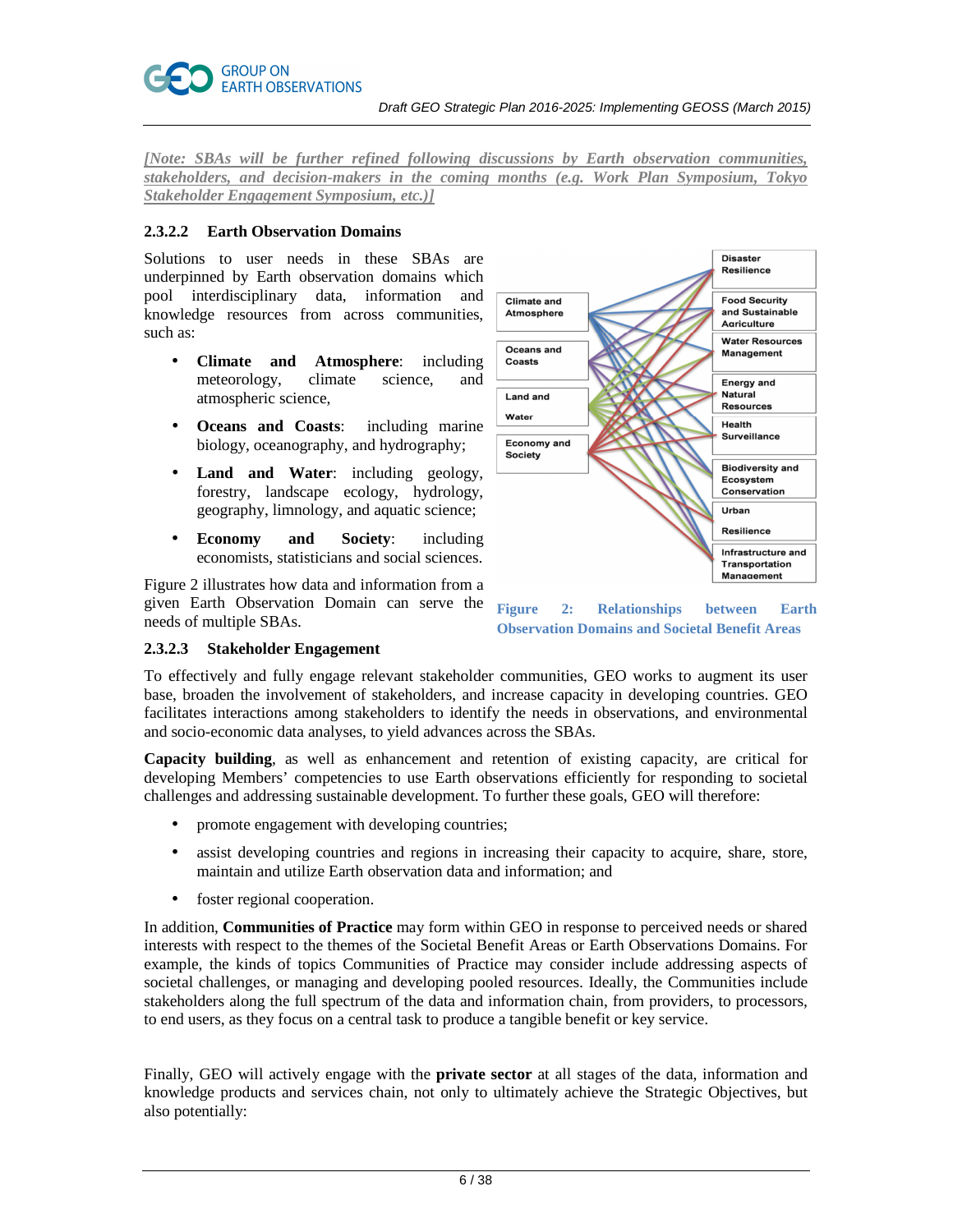*[Note: SBAs will be further refined following discussions by Earth observation communities, stakeholders, and decision-makers in the coming months (e.g. Work Plan Symposium, Tokyo Stakeholder Engagement Symposium, etc.)]*

### 2.3.2.2 Earth Observation Domains

Solutions to user needs in these SBAs are underpinned by Earth observation domains which pool interdisciplinary data, information and knowledge resources from across communities, such as:

- **Climate and Atmosphere**: including meteorology, climate science, and atmospheric science,
- **Oceans and Coasts**: including marine biology, oceanography, and hydrography;
- **Land and Water**: including geology, forestry, landscape ecology, hydrology, geography, limnology, and aquatic science;
- **Economy and Society**: including economists, statisticians and social sciences.

Figure 2 illustrates how data and information from a given Earth Observation Domain can serve the needs of multiple SBAs.

Figure 2: Relationships between Earth Observation Domains and Societal Benefit Areas

### 2.3.2.3 Stakeholder Engagement

To effectively and fully engage relevant stakeholder communities, GEO works to augment its user base, broaden the involvement of stakeholders, and increase capacity in developing countries. GEO facilitates interactions among stakeholders to identify the needs in observations, and environmental and socio-economic data analyses, to yield advances across the SBAs.

**Capacity building**, as well as enhancement and retention of existing capacity, are critical for developing Members' competencies to use Earth observations efficiently for responding to societal challenges and addressing sustainable development. To further these goals, GEO will therefore:

- promote engagement with developing countries;
- assist developing countries and regions in increasing their capacity to acquire, share, store, maintain and utilize Earth observation data and information; and
- foster regional cooperation.

In addition, **Communities of Practice** may form within GEO in response to perceived needs or shared interests with respect to the themes of the Societal Benefit Areas or Earth Observations Domains. For example, the kinds of topics Communities of Practice may consider include addressing aspects of societal challenges, or managing and developing pooled resources. Ideally, the Communities include stakeholders along the full spectrum of the data and information chain, from providers, to processors, to end users, as they focus on a central task to produce a tangible benefit or key service.

Finally, GEO will actively engage with the **private sector** at all stages of the data, information and knowledge products and services chain, not only to ultimately achieve the Strategic Objectives, but also potentially: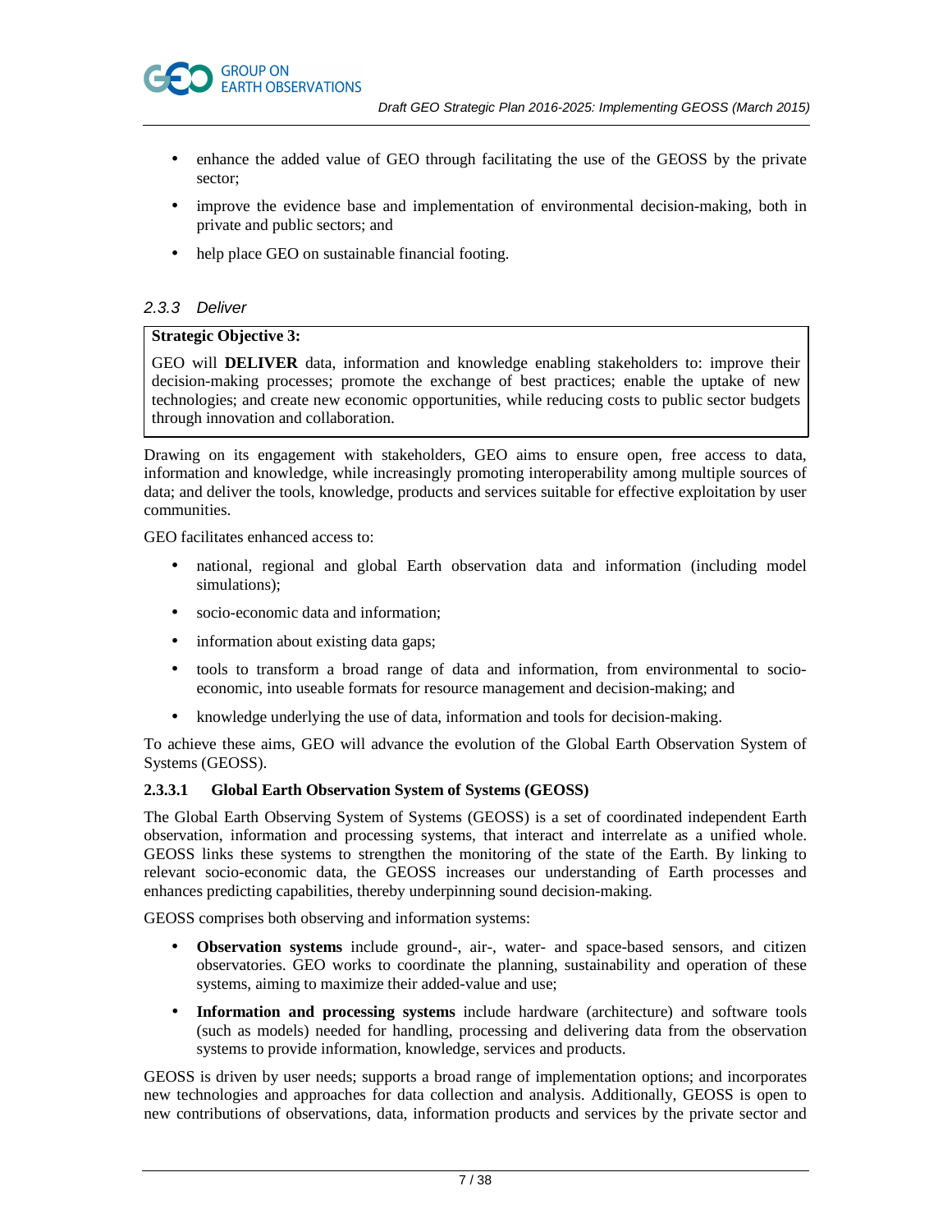- enhance the added value of GEO through facilitating the use of the GEOSS by the private sector;
- improve the evidence base and implementation of environmental decision-making, both in private and public sectors; and
- help place GEO on sustainable financial footing.

### *2.3.3 Deliver*

**Strategic Objective 3:**

GEO will **DELIVER** data, information and knowledge enabling stakeholders to: improve their decision-making processes; promote the exchange of best practices; enable the uptake of new technologies; and create new economic opportunities, while reducing costs to public sector budgets through innovation and collaboration.

Drawing on its engagement with stakeholders, GEO aims to ensure open, free access to data, information and knowledge, while increasingly promoting interoperability among multiple sources of data; and deliver the tools, knowledge, products and services suitable for effective exploitation by user communities.

GEO facilitates enhanced access to:

- national, regional and global Earth observation data and information (including model simulations);
- socio-economic data and information;
- information about existing data gaps;
- tools to transform a broad range of data and information, from environmental to socio-economic, into useable formats for resource management and decision-making; and
- knowledge underlying the use of data, information and tools for decision-making.

To achieve these aims, GEO will advance the evolution of the Global Earth Observation System of Systems (GEOSS).

#### 2.3.3.1 Global Earth Observation System of Systems (GEOSS)

The Global Earth Observing System of Systems (GEOSS) is a set of coordinated independent Earth observation, information and processing systems, that interact and interrelate as a unified whole. GEOSS links these systems to strengthen the monitoring of the state of the Earth. By linking to relevant socio-economic data, the GEOSS increases our understanding of Earth processes and enhances predicting capabilities, thereby underpinning sound decision-making.

GEOSS comprises both observing and information systems:

- **Observation systems** include ground-, air-, water- and space-based sensors, and citizen observatories. GEO works to coordinate the planning, sustainability and operation of these systems, aiming to maximize their added-value and use;
- **Information and processing systems** include hardware (architecture) and software tools (such as models) needed for handling, processing and delivering data from the observation systems to provide information, knowledge, services and products.

GEOSS is driven by user needs; supports a broad range of implementation options; and incorporates new technologies and approaches for data collection and analysis. Additionally, GEOSS is open to new contributions of observations, data, information products and services by the private sector and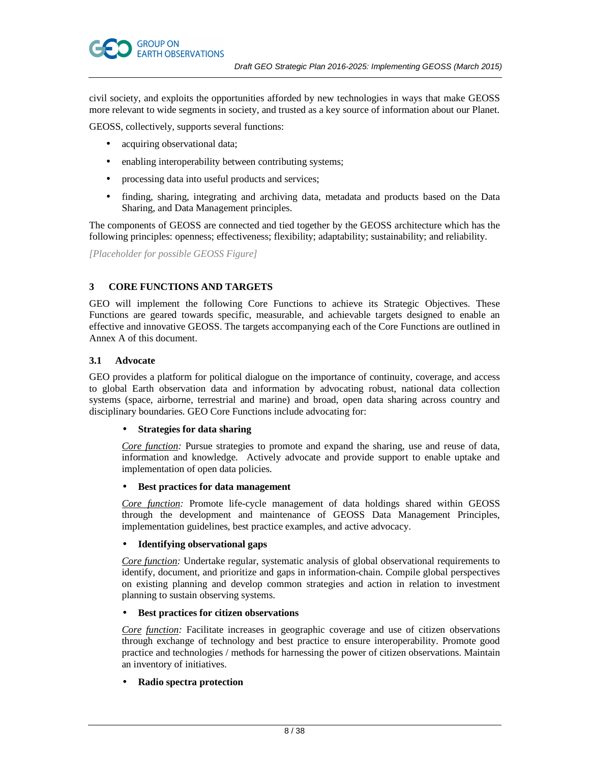civil society, and exploits the opportunities afforded by new technologies in ways that make GEOSS more relevant to wide segments in society, and trusted as a key source of information about our Planet.

GEOSS, collectively, supports several functions:

- acquiring observational data;
- enabling interoperability between contributing systems;
- processing data into useful products and services;
- finding, sharing, integrating and archiving data, metadata and products based on the Data Sharing, and Data Management principles.

The components of GEOSS are connected and tied together by the GEOSS architecture which has the following principles: openness; effectiveness; flexibility; adaptability; sustainability; and reliability.

*[Placeholder for possible GEOSS Figure]*

## 3 CORE FUNCTIONS AND TARGETS

GEO will implement the following Core Functions to achieve its Strategic Objectives. These Functions are geared towards specific, measurable, and achievable targets designed to enable an effective and innovative GEOSS. The targets accompanying each of the Core Functions are outlined in Annex A of this document.

### 3.1 Advocate

GEO provides a platform for political dialogue on the importance of continuity, coverage, and access to global Earth observation data and information by advocating robust, national data collection systems (space, airborne, terrestrial and marine) and broad, open data sharing across country and disciplinary boundaries. GEO Core Functions include advocating for:

- **Strategies for data sharing**

  *Core function:* Pursue strategies to promote and expand the sharing, use and reuse of data, information and knowledge. Actively advocate and provide support to enable uptake and implementation of open data policies.

- **Best practices for data management**

  *Core function:* Promote life-cycle management of data holdings shared within GEOSS through the development and maintenance of GEOSS Data Management Principles, implementation guidelines, best practice examples, and active advocacy.

- **Identifying observational gaps**

  *Core function:* Undertake regular, systematic analysis of global observational requirements to identify, document, and prioritize and gaps in information-chain. Compile global perspectives on existing planning and develop common strategies and action in relation to investment planning to sustain observing systems.

- **Best practices for citizen observations**

  *Core function:* Facilitate increases in geographic coverage and use of citizen observations through exchange of technology and best practice to ensure interoperability. Promote good practice and technologies / methods for harnessing the power of citizen observations. Maintain an inventory of initiatives.

- **Radio spectra protection**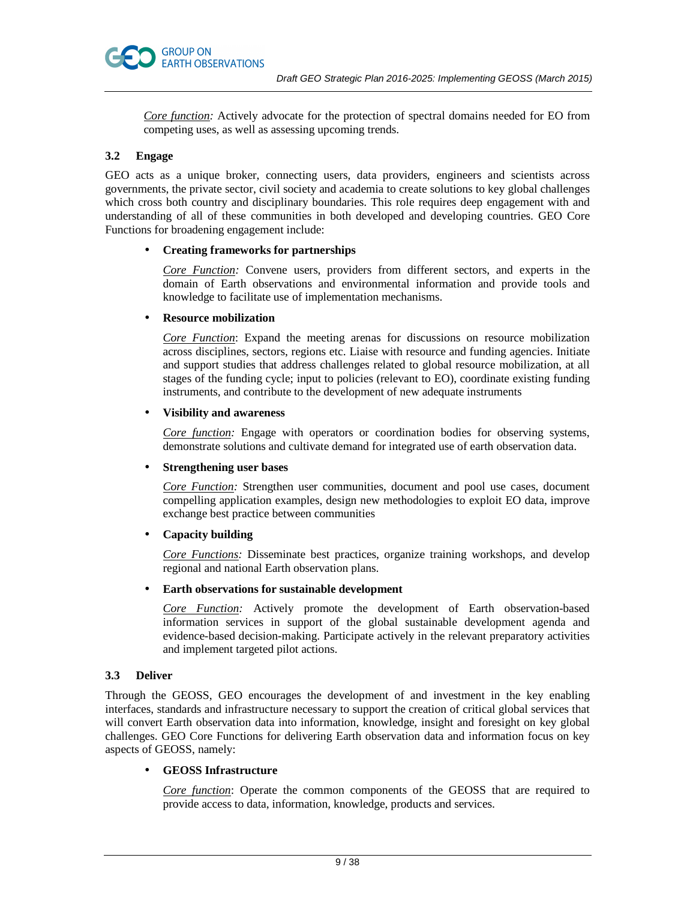*Core function:* Actively advocate for the protection of spectral domains needed for EO from competing uses, as well as assessing upcoming trends.

### 3.2 Engage

GEO acts as a unique broker, connecting users, data providers, engineers and scientists across governments, the private sector, civil society and academia to create solutions to key global challenges which cross both country and disciplinary boundaries. This role requires deep engagement with and understanding of all of these communities in both developed and developing countries. GEO Core Functions for broadening engagement include:

- **Creating frameworks for partnerships**

  *Core Function:* Convene users, providers from different sectors, and experts in the domain of Earth observations and environmental information and provide tools and knowledge to facilitate use of implementation mechanisms.

- **Resource mobilization**

  *Core Function*: Expand the meeting arenas for discussions on resource mobilization across disciplines, sectors, regions etc. Liaise with resource and funding agencies. Initiate and support studies that address challenges related to global resource mobilization, at all stages of the funding cycle; input to policies (relevant to EO), coordinate existing funding instruments, and contribute to the development of new adequate instruments

- **Visibility and awareness**

  *Core function:* Engage with operators or coordination bodies for observing systems, demonstrate solutions and cultivate demand for integrated use of earth observation data.

- **Strengthening user bases**

  *Core Function:* Strengthen user communities, document and pool use cases, document compelling application examples, design new methodologies to exploit EO data, improve exchange best practice between communities

- **Capacity building**

  *Core Functions:* Disseminate best practices, organize training workshops, and develop regional and national Earth observation plans.

- **Earth observations for sustainable development**

  *Core Function:* Actively promote the development of Earth observation-based information services in support of the global sustainable development agenda and evidence-based decision-making. Participate actively in the relevant preparatory activities and implement targeted pilot actions.

### 3.3 Deliver

Through the GEOSS, GEO encourages the development of and investment in the key enabling interfaces, standards and infrastructure necessary to support the creation of critical global services that will convert Earth observation data into information, knowledge, insight and foresight on key global challenges. GEO Core Functions for delivering Earth observation data and information focus on key aspects of GEOSS, namely:

- **GEOSS Infrastructure**

  *Core function*: Operate the common components of the GEOSS that are required to provide access to data, information, knowledge, products and services.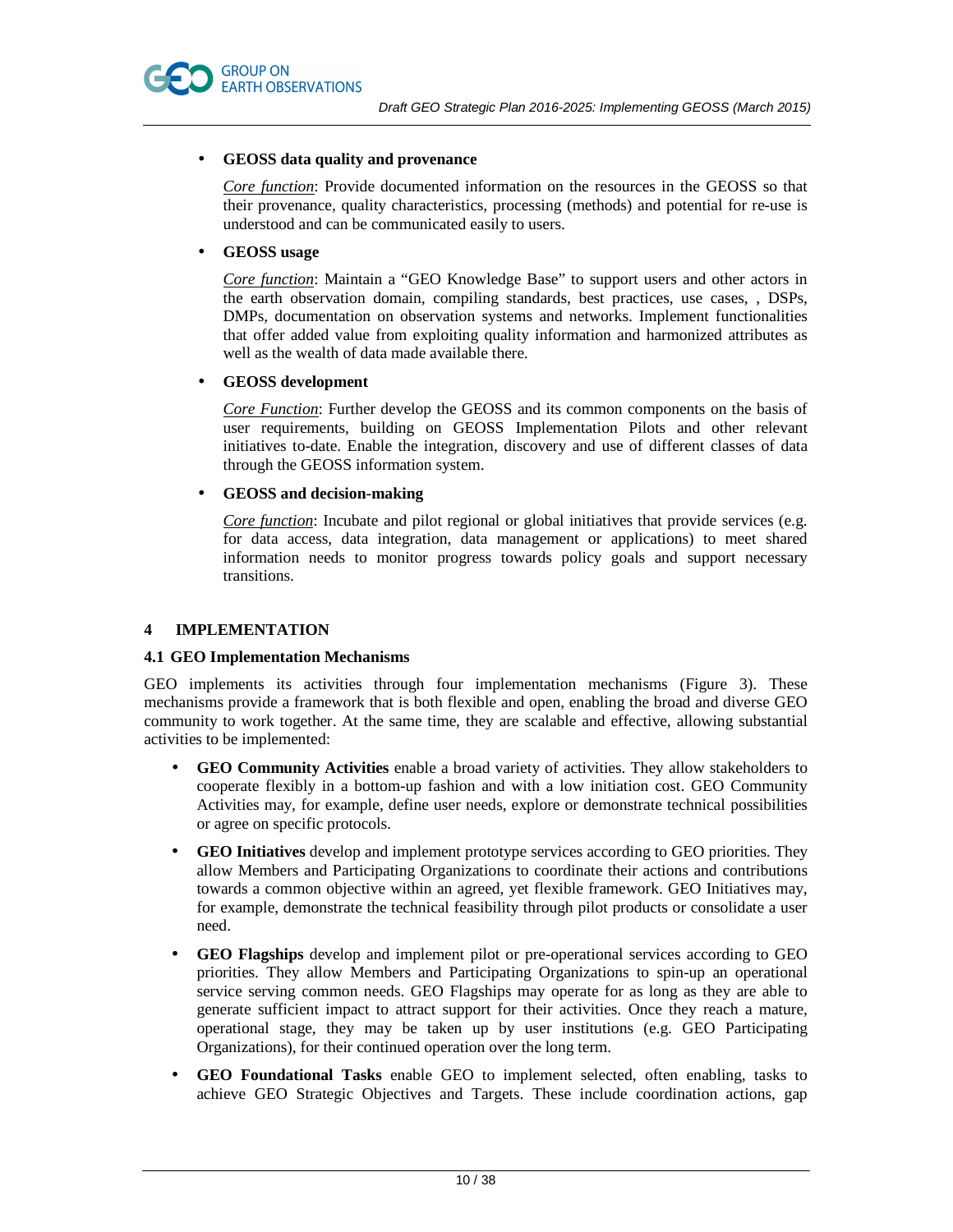- **GEOSS data quality and provenance**

  *Core function*: Provide documented information on the resources in the GEOSS so that their provenance, quality characteristics, processing (methods) and potential for re-use is understood and can be communicated easily to users.

- **GEOSS usage**

  *Core function*: Maintain a "GEO Knowledge Base" to support users and other actors in the earth observation domain, compiling standards, best practices, use cases, , DSPs, DMPs, documentation on observation systems and networks. Implement functionalities that offer added value from exploiting quality information and harmonized attributes as well as the wealth of data made available there.

- **GEOSS development**

  *Core Function*: Further develop the GEOSS and its common components on the basis of user requirements, building on GEOSS Implementation Pilots and other relevant initiatives to-date. Enable the integration, discovery and use of different classes of data through the GEOSS information system.

- **GEOSS and decision-making**

  *Core function*: Incubate and pilot regional or global initiatives that provide services (e.g. for data access, data integration, data management or applications) to meet shared information needs to monitor progress towards policy goals and support necessary transitions.

# 4 IMPLEMENTATION

## 4.1 GEO Implementation Mechanisms

GEO implements its activities through four implementation mechanisms (Figure 3). These mechanisms provide a framework that is both flexible and open, enabling the broad and diverse GEO community to work together. At the same time, they are scalable and effective, allowing substantial activities to be implemented:

- **GEO Community Activities** enable a broad variety of activities. They allow stakeholders to cooperate flexibly in a bottom-up fashion and with a low initiation cost. GEO Community Activities may, for example, define user needs, explore or demonstrate technical possibilities or agree on specific protocols.
- **GEO Initiatives** develop and implement prototype services according to GEO priorities. They allow Members and Participating Organizations to coordinate their actions and contributions towards a common objective within an agreed, yet flexible framework. GEO Initiatives may, for example, demonstrate the technical feasibility through pilot products or consolidate a user need.
- **GEO Flagships** develop and implement pilot or pre-operational services according to GEO priorities. They allow Members and Participating Organizations to spin-up an operational service serving common needs. GEO Flagships may operate for as long as they are able to generate sufficient impact to attract support for their activities. Once they reach a mature, operational stage, they may be taken up by user institutions (e.g. GEO Participating Organizations), for their continued operation over the long term.
- **GEO Foundational Tasks** enable GEO to implement selected, often enabling, tasks to achieve GEO Strategic Objectives and Targets. These include coordination actions, gap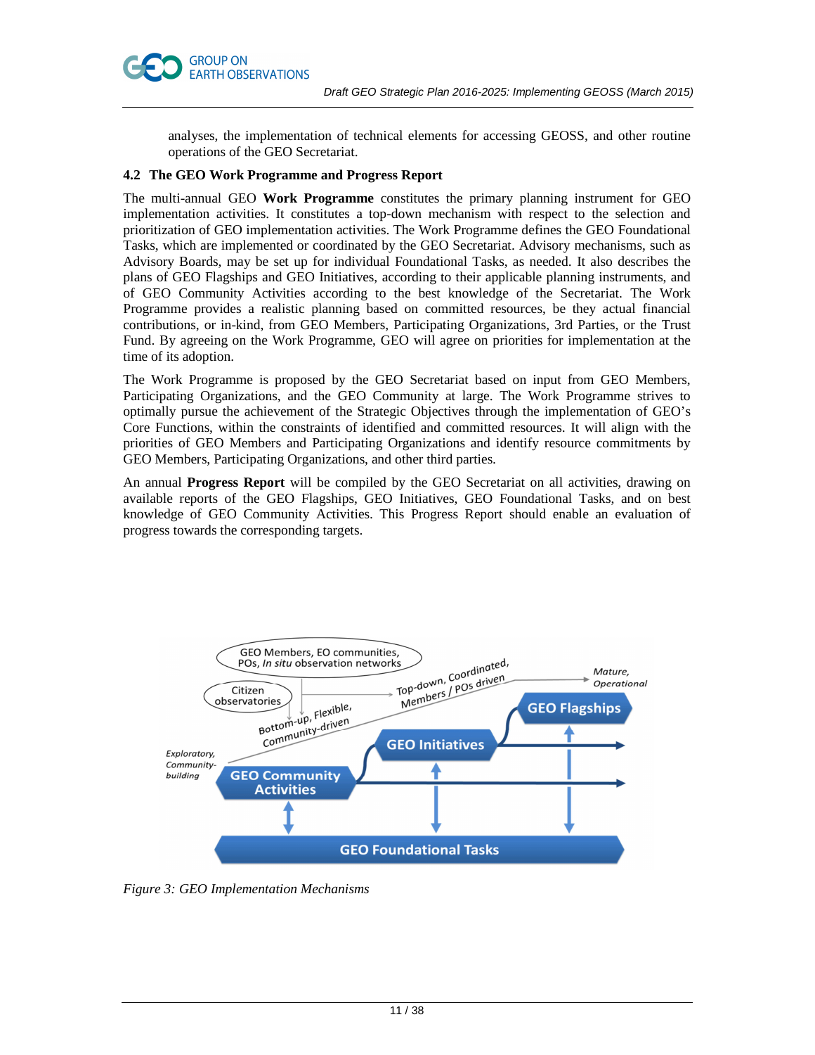analyses, the implementation of technical elements for accessing GEOSS, and other routine operations of the GEO Secretariat.

### 4.2 The GEO Work Programme and Progress Report

The multi-annual GEO **Work Programme** constitutes the primary planning instrument for GEO implementation activities. It constitutes a top-down mechanism with respect to the selection and prioritization of GEO implementation activities. The Work Programme defines the GEO Foundational Tasks, which are implemented or coordinated by the GEO Secretariat. Advisory mechanisms, such as Advisory Boards, may be set up for individual Foundational Tasks, as needed. It also describes the plans of GEO Flagships and GEO Initiatives, according to their applicable planning instruments, and of GEO Community Activities according to the best knowledge of the Secretariat. The Work Programme provides a realistic planning based on committed resources, be they actual financial contributions, or in-kind, from GEO Members, Participating Organizations, 3rd Parties, or the Trust Fund. By agreeing on the Work Programme, GEO will agree on priorities for implementation at the time of its adoption.

The Work Programme is proposed by the GEO Secretariat based on input from GEO Members, Participating Organizations, and the GEO Community at large. The Work Programme strives to optimally pursue the achievement of the Strategic Objectives through the implementation of GEO's Core Functions, within the constraints of identified and committed resources. It will align with the priorities of GEO Members and Participating Organizations and identify resource commitments by GEO Members, Participating Organizations, and other third parties.

An annual **Progress Report** will be compiled by the GEO Secretariat on all activities, drawing on available reports of the GEO Flagships, GEO Initiatives, GEO Foundational Tasks, and on best knowledge of GEO Community Activities. This Progress Report should enable an evaluation of progress towards the corresponding targets.

*Figure 3: GEO Implementation Mechanisms*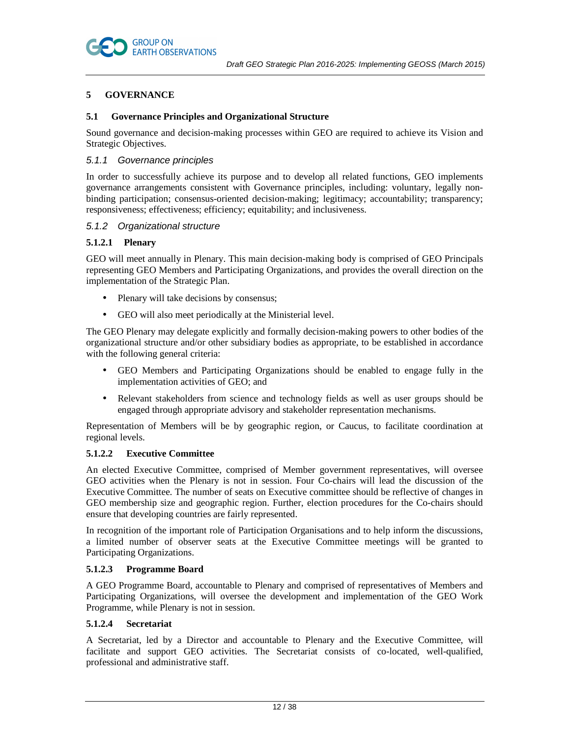## 5 GOVERNANCE

### 5.1 Governance Principles and Organizational Structure

Sound governance and decision-making processes within GEO are required to achieve its Vision and Strategic Objectives.

#### *5.1.1 Governance principles*

In order to successfully achieve its purpose and to develop all related functions, GEO implements governance arrangements consistent with Governance principles, including: voluntary, legally non-binding participation; consensus-oriented decision-making; legitimacy; accountability; transparency; responsiveness; effectiveness; efficiency; equitability; and inclusiveness.

#### *5.1.2 Organizational structure*

##### 5.1.2.1 Plenary

GEO will meet annually in Plenary. This main decision-making body is comprised of GEO Principals representing GEO Members and Participating Organizations, and provides the overall direction on the implementation of the Strategic Plan.

- Plenary will take decisions by consensus;
- GEO will also meet periodically at the Ministerial level.

The GEO Plenary may delegate explicitly and formally decision-making powers to other bodies of the organizational structure and/or other subsidiary bodies as appropriate, to be established in accordance with the following general criteria:

- GEO Members and Participating Organizations should be enabled to engage fully in the implementation activities of GEO; and
- Relevant stakeholders from science and technology fields as well as user groups should be engaged through appropriate advisory and stakeholder representation mechanisms.

Representation of Members will be by geographic region, or Caucus, to facilitate coordination at regional levels.

##### 5.1.2.2 Executive Committee

An elected Executive Committee, comprised of Member government representatives, will oversee GEO activities when the Plenary is not in session. Four Co-chairs will lead the discussion of the Executive Committee. The number of seats on Executive committee should be reflective of changes in GEO membership size and geographic region. Further, election procedures for the Co-chairs should ensure that developing countries are fairly represented.

In recognition of the important role of Participation Organisations and to help inform the discussions, a limited number of observer seats at the Executive Committee meetings will be granted to Participating Organizations.

##### 5.1.2.3 Programme Board

A GEO Programme Board, accountable to Plenary and comprised of representatives of Members and Participating Organizations, will oversee the development and implementation of the GEO Work Programme, while Plenary is not in session.

##### 5.1.2.4 Secretariat

A Secretariat, led by a Director and accountable to Plenary and the Executive Committee, will facilitate and support GEO activities. The Secretariat consists of co-located, well-qualified, professional and administrative staff.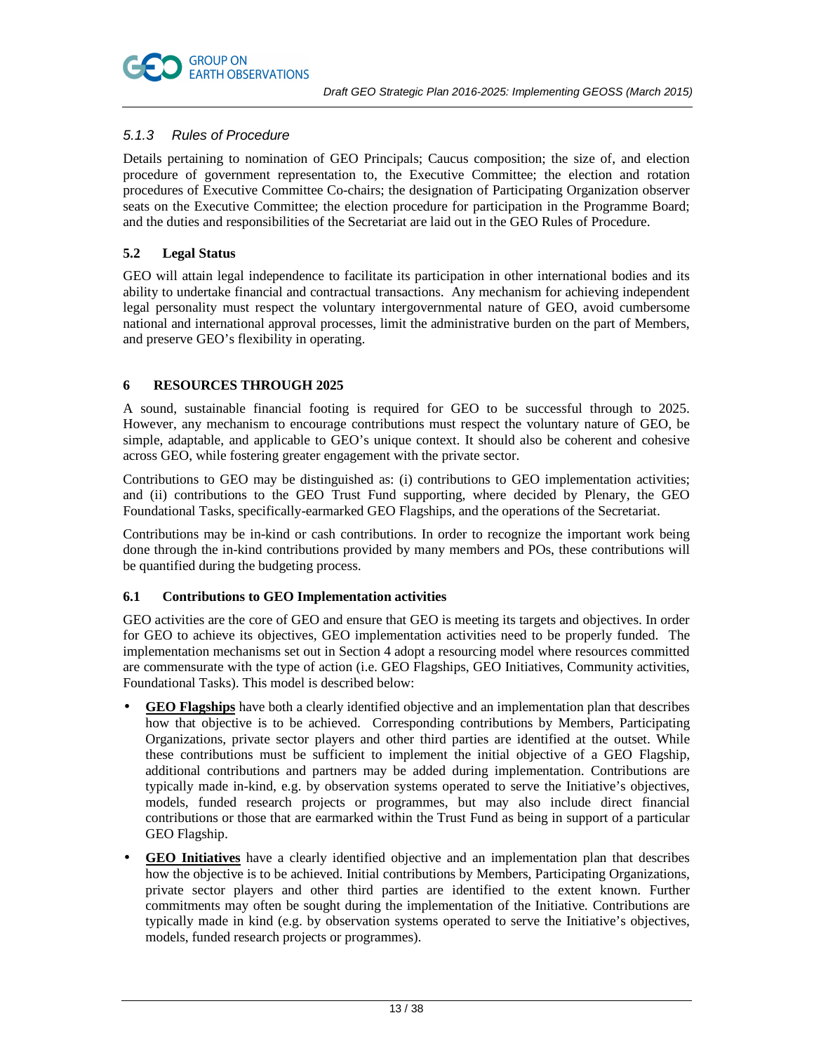### 5.1.3 Rules of Procedure

Details pertaining to nomination of GEO Principals; Caucus composition; the size of, and election procedure of government representation to, the Executive Committee; the election and rotation procedures of Executive Committee Co-chairs; the designation of Participating Organization observer seats on the Executive Committee; the election procedure for participation in the Programme Board; and the duties and responsibilities of the Secretariat are laid out in the GEO Rules of Procedure.

## 5.2 Legal Status

GEO will attain legal independence to facilitate its participation in other international bodies and its ability to undertake financial and contractual transactions. Any mechanism for achieving independent legal personality must respect the voluntary intergovernmental nature of GEO, avoid cumbersome national and international approval processes, limit the administrative burden on the part of Members, and preserve GEO's flexibility in operating.

# 6 RESOURCES THROUGH 2025

A sound, sustainable financial footing is required for GEO to be successful through to 2025. However, any mechanism to encourage contributions must respect the voluntary nature of GEO, be simple, adaptable, and applicable to GEO's unique context. It should also be coherent and cohesive across GEO, while fostering greater engagement with the private sector.

Contributions to GEO may be distinguished as: (i) contributions to GEO implementation activities; and (ii) contributions to the GEO Trust Fund supporting, where decided by Plenary, the GEO Foundational Tasks, specifically-earmarked GEO Flagships, and the operations of the Secretariat.

Contributions may be in-kind or cash contributions. In order to recognize the important work being done through the in-kind contributions provided by many members and POs, these contributions will be quantified during the budgeting process.

## 6.1 Contributions to GEO Implementation activities

GEO activities are the core of GEO and ensure that GEO is meeting its targets and objectives. In order for GEO to achieve its objectives, GEO implementation activities need to be properly funded. The implementation mechanisms set out in Section 4 adopt a resourcing model where resources committed are commensurate with the type of action (i.e. GEO Flagships, GEO Initiatives, Community activities, Foundational Tasks). This model is described below:

- **GEO Flagships** have both a clearly identified objective and an implementation plan that describes how that objective is to be achieved. Corresponding contributions by Members, Participating Organizations, private sector players and other third parties are identified at the outset. While these contributions must be sufficient to implement the initial objective of a GEO Flagship, additional contributions and partners may be added during implementation. Contributions are typically made in-kind, e.g. by observation systems operated to serve the Initiative's objectives, models, funded research projects or programmes, but may also include direct financial contributions or those that are earmarked within the Trust Fund as being in support of a particular GEO Flagship.
- **GEO Initiatives** have a clearly identified objective and an implementation plan that describes how the objective is to be achieved. Initial contributions by Members, Participating Organizations, private sector players and other third parties are identified to the extent known. Further commitments may often be sought during the implementation of the Initiative. Contributions are typically made in kind (e.g. by observation systems operated to serve the Initiative's objectives, models, funded research projects or programmes).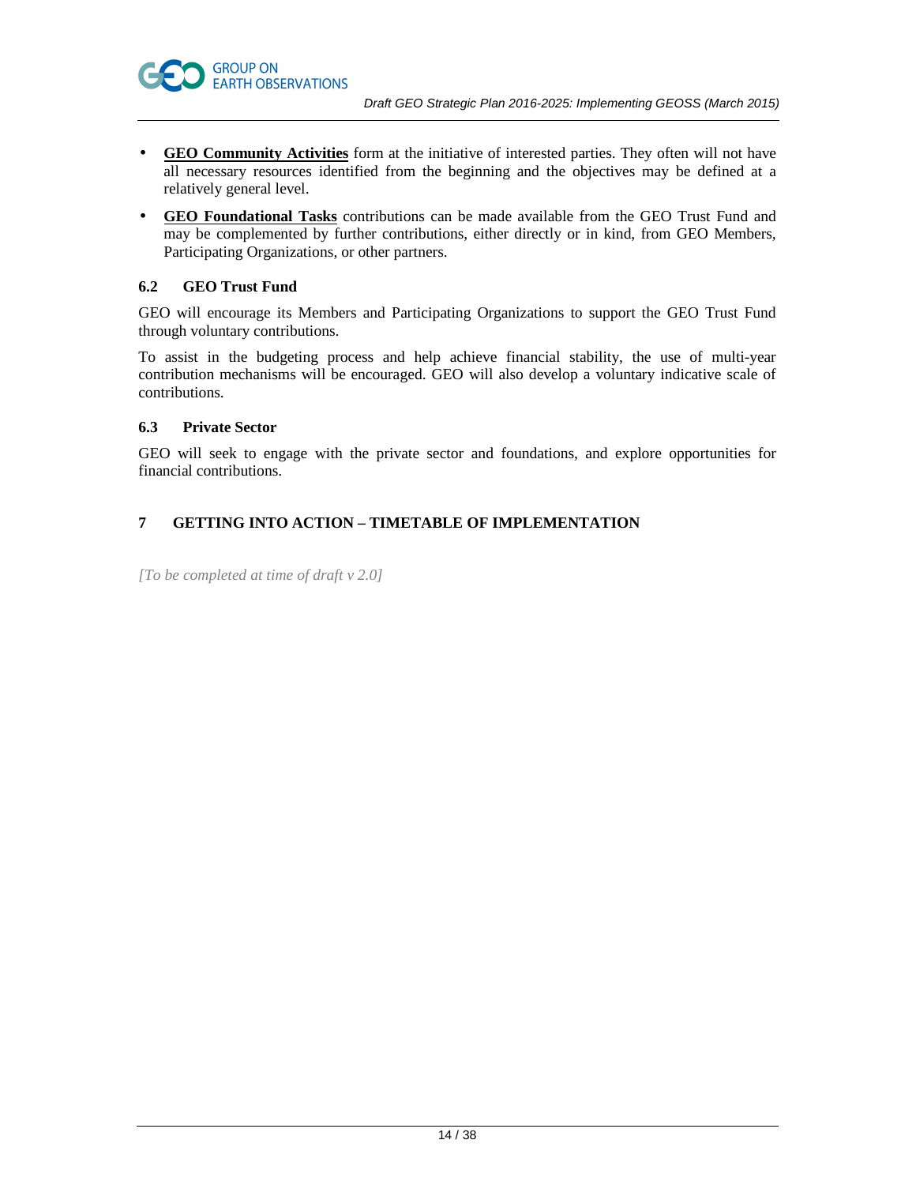- **GEO Community Activities** form at the initiative of interested parties. They often will not have all necessary resources identified from the beginning and the objectives may be defined at a relatively general level.
- **GEO Foundational Tasks** contributions can be made available from the GEO Trust Fund and may be complemented by further contributions, either directly or in kind, from GEO Members, Participating Organizations, or other partners.

### 6.2 GEO Trust Fund

GEO will encourage its Members and Participating Organizations to support the GEO Trust Fund through voluntary contributions.

To assist in the budgeting process and help achieve financial stability, the use of multi-year contribution mechanisms will be encouraged. GEO will also develop a voluntary indicative scale of contributions.

### 6.3 Private Sector

GEO will seek to engage with the private sector and foundations, and explore opportunities for financial contributions.

## 7 GETTING INTO ACTION – TIMETABLE OF IMPLEMENTATION

*[To be completed at time of draft v 2.0]*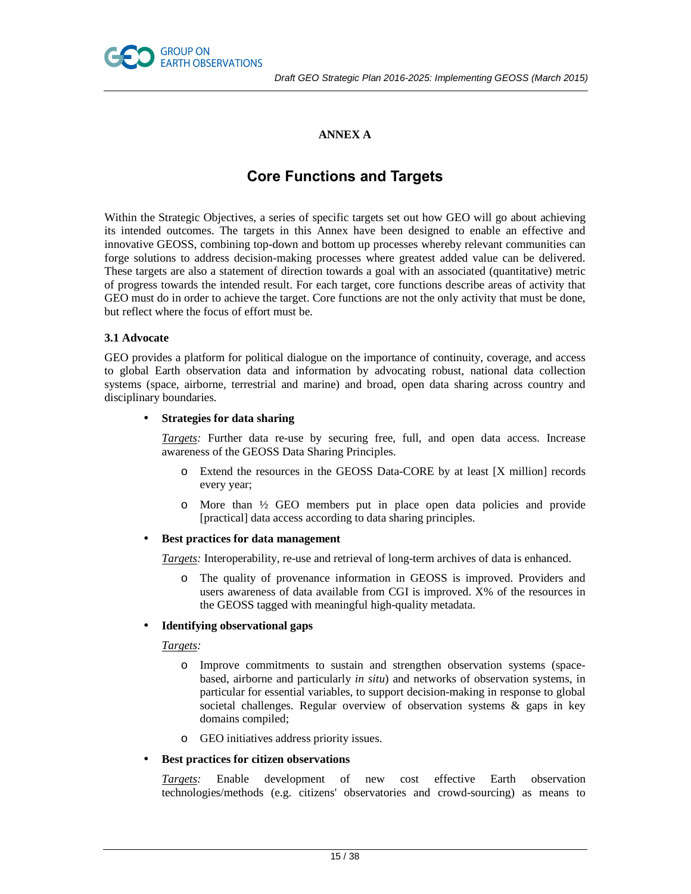## ANNEX A

# Core Functions and Targets

Within the Strategic Objectives, a series of specific targets set out how GEO will go about achieving its intended outcomes. The targets in this Annex have been designed to enable an effective and innovative GEOSS, combining top-down and bottom up processes whereby relevant communities can forge solutions to address decision-making processes where greatest added value can be delivered. These targets are also a statement of direction towards a goal with an associated (quantitative) metric of progress towards the intended result. For each target, core functions describe areas of activity that GEO must do in order to achieve the target. Core functions are not the only activity that must be done, but reflect where the focus of effort must be.

### 3.1 Advocate

GEO provides a platform for political dialogue on the importance of continuity, coverage, and access to global Earth observation data and information by advocating robust, national data collection systems (space, airborne, terrestrial and marine) and broad, open data sharing across country and disciplinary boundaries.

- **Strategies for data sharing**

  *Targets:* Further data re-use by securing free, full, and open data access. Increase awareness of the GEOSS Data Sharing Principles.

  - Extend the resources in the GEOSS Data-CORE by at least [X million] records every year;
  - More than ½ GEO members put in place open data policies and provide [practical] data access according to data sharing principles.

- **Best practices for data management**

  *Targets:* Interoperability, re-use and retrieval of long-term archives of data is enhanced.

  - The quality of provenance information in GEOSS is improved. Providers and users awareness of data available from CGI is improved. X% of the resources in the GEOSS tagged with meaningful high-quality metadata.

- **Identifying observational gaps**

  *Targets:*

  - Improve commitments to sustain and strengthen observation systems (space-based, airborne and particularly *in situ*) and networks of observation systems, in particular for essential variables, to support decision-making in response to global societal challenges. Regular overview of observation systems & gaps in key domains compiled;
  - GEO initiatives address priority issues.

- **Best practices for citizen observations**

  *Targets:* Enable development of new cost effective Earth observation technologies/methods (e.g. citizens' observatories and crowd-sourcing) as means to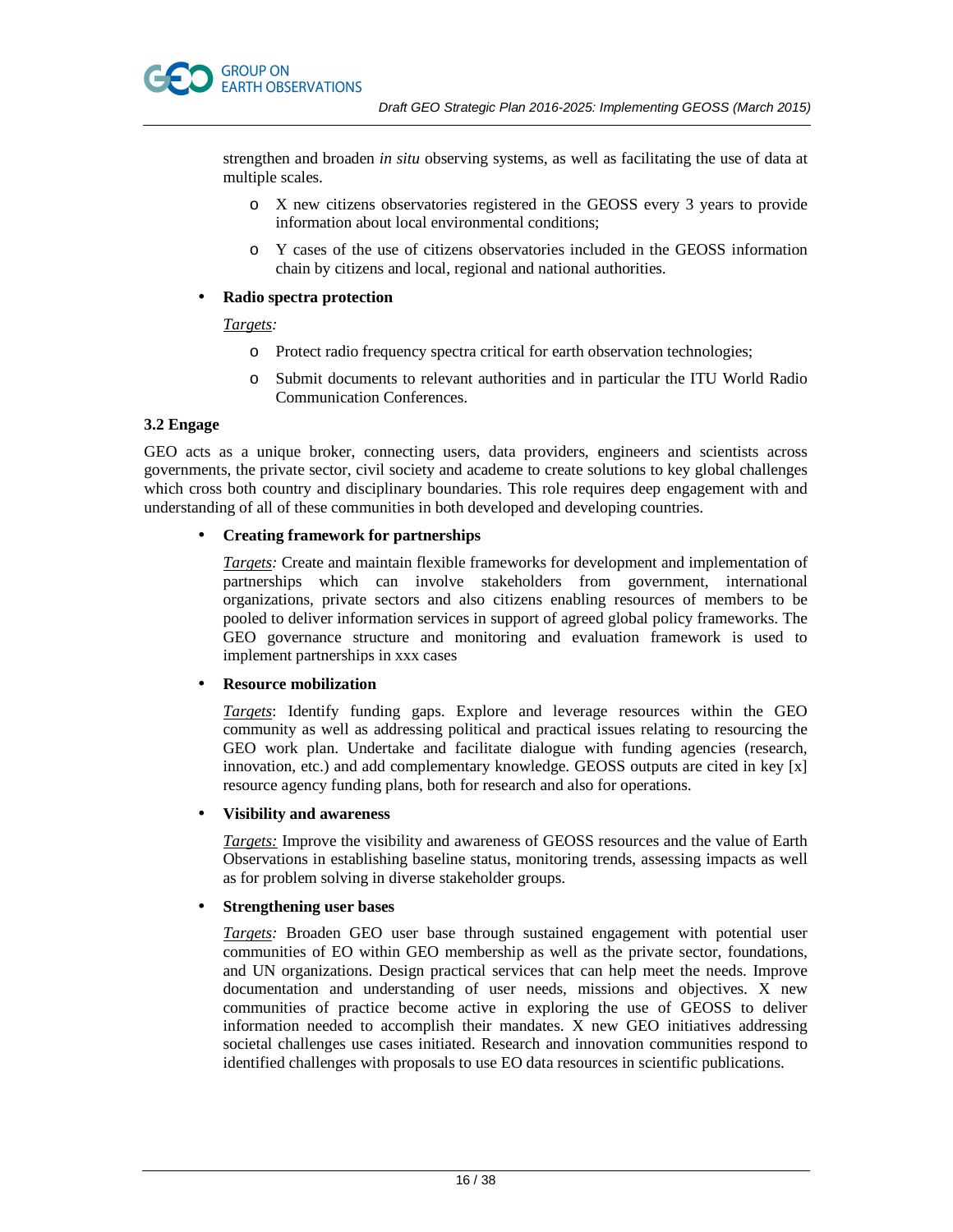strengthen and broaden *in situ* observing systems, as well as facilitating the use of data at multiple scales.

- X new citizens observatories registered in the GEOSS every 3 years to provide information about local environmental conditions;
- Y cases of the use of citizens observatories included in the GEOSS information chain by citizens and local, regional and national authorities.

- **Radio spectra protection**

  *Targets:*

  - Protect radio frequency spectra critical for earth observation technologies;
  - Submit documents to relevant authorities and in particular the ITU World Radio Communication Conferences.

### 3.2 Engage

GEO acts as a unique broker, connecting users, data providers, engineers and scientists across governments, the private sector, civil society and academe to create solutions to key global challenges which cross both country and disciplinary boundaries. This role requires deep engagement with and understanding of all of these communities in both developed and developing countries.

- **Creating framework for partnerships**

  *Targets:* Create and maintain flexible frameworks for development and implementation of partnerships which can involve stakeholders from government, international organizations, private sectors and also citizens enabling resources of members to be pooled to deliver information services in support of agreed global policy frameworks. The GEO governance structure and monitoring and evaluation framework is used to implement partnerships in xxx cases

- **Resource mobilization**

  *Targets*: Identify funding gaps. Explore and leverage resources within the GEO community as well as addressing political and practical issues relating to resourcing the GEO work plan. Undertake and facilitate dialogue with funding agencies (research, innovation, etc.) and add complementary knowledge. GEOSS outputs are cited in key [x] resource agency funding plans, both for research and also for operations.

- **Visibility and awareness**

  *Targets:* Improve the visibility and awareness of GEOSS resources and the value of Earth Observations in establishing baseline status, monitoring trends, assessing impacts as well as for problem solving in diverse stakeholder groups.

- **Strengthening user bases**

  *Targets:* Broaden GEO user base through sustained engagement with potential user communities of EO within GEO membership as well as the private sector, foundations, and UN organizations. Design practical services that can help meet the needs. Improve documentation and understanding of user needs, missions and objectives. X new communities of practice become active in exploring the use of GEOSS to deliver information needed to accomplish their mandates. X new GEO initiatives addressing societal challenges use cases initiated. Research and innovation communities respond to identified challenges with proposals to use EO data resources in scientific publications.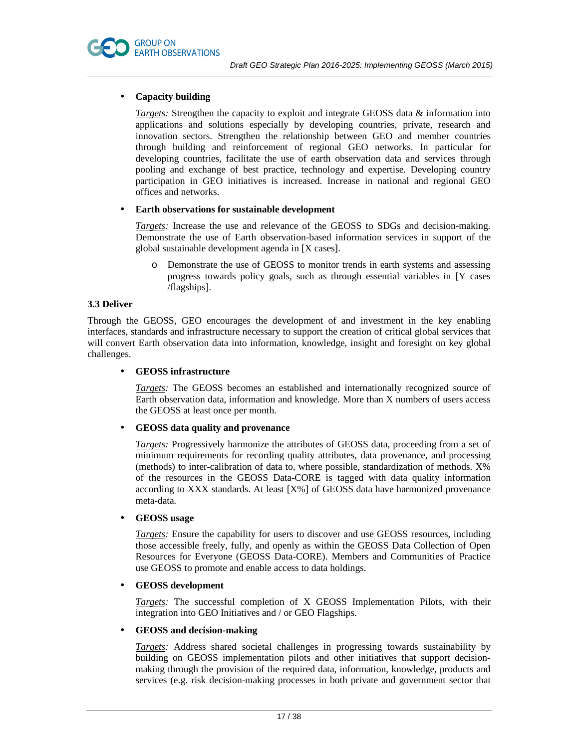- **Capacity building**

  _Targets:_ Strengthen the capacity to exploit and integrate GEOSS data & information into applications and solutions especially by developing countries, private, research and innovation sectors. Strengthen the relationship between GEO and member countries through building and reinforcement of regional GEO networks. In particular for developing countries, facilitate the use of earth observation data and services through pooling and exchange of best practice, technology and expertise. Developing country participation in GEO initiatives is increased. Increase in national and regional GEO offices and networks.

- **Earth observations for sustainable development**

  _Targets:_ Increase the use and relevance of the GEOSS to SDGs and decision-making. Demonstrate the use of Earth observation-based information services in support of the global sustainable development agenda in [X cases].

  - Demonstrate the use of GEOSS to monitor trends in earth systems and assessing progress towards policy goals, such as through essential variables in [Y cases /flagships].

### 3.3 Deliver

Through the GEOSS, GEO encourages the development of and investment in the key enabling interfaces, standards and infrastructure necessary to support the creation of critical global services that will convert Earth observation data into information, knowledge, insight and foresight on key global challenges.

- **GEOSS infrastructure**

  _Targets:_ The GEOSS becomes an established and internationally recognized source of Earth observation data, information and knowledge. More than X numbers of users access the GEOSS at least once per month.

- **GEOSS data quality and provenance**

  _Targets:_ Progressively harmonize the attributes of GEOSS data, proceeding from a set of minimum requirements for recording quality attributes, data provenance, and processing (methods) to inter-calibration of data to, where possible, standardization of methods. X% of the resources in the GEOSS Data-CORE is tagged with data quality information according to XXX standards. At least [X%] of GEOSS data have harmonized provenance meta-data.

- **GEOSS usage**

  _Targets:_ Ensure the capability for users to discover and use GEOSS resources, including those accessible freely, fully, and openly as within the GEOSS Data Collection of Open Resources for Everyone (GEOSS Data-CORE). Members and Communities of Practice use GEOSS to promote and enable access to data holdings.

- **GEOSS development**

  _Targets:_ The successful completion of X GEOSS Implementation Pilots, with their integration into GEO Initiatives and / or GEO Flagships.

- **GEOSS and decision-making**

  _Targets:_ Address shared societal challenges in progressing towards sustainability by building on GEOSS implementation pilots and other initiatives that support decision-making through the provision of the required data, information, knowledge, products and services (e.g. risk decision-making processes in both private and government sector that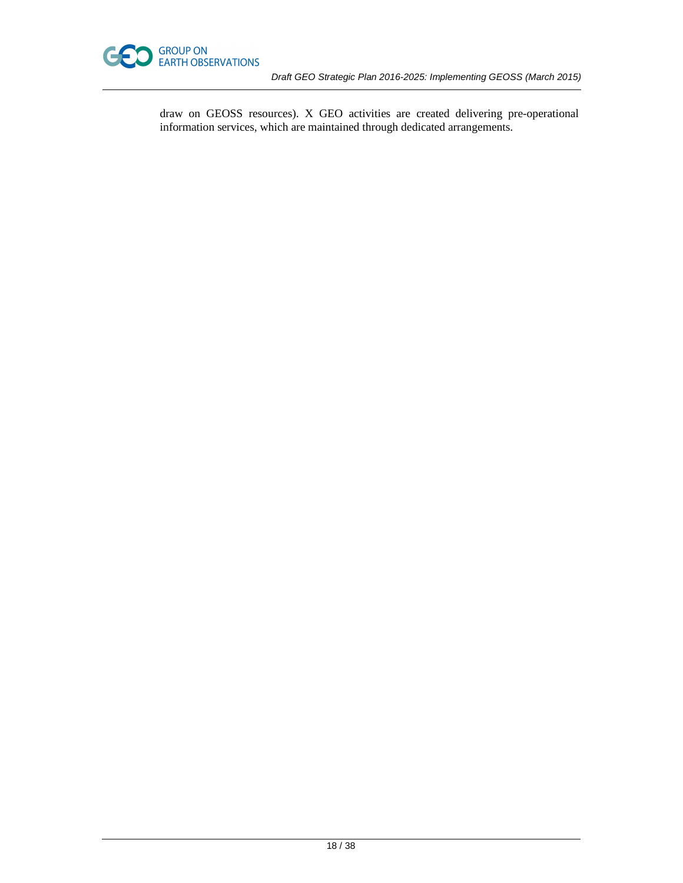draw on GEOSS resources). X GEO activities are created delivering pre-operational information services, which are maintained through dedicated arrangements.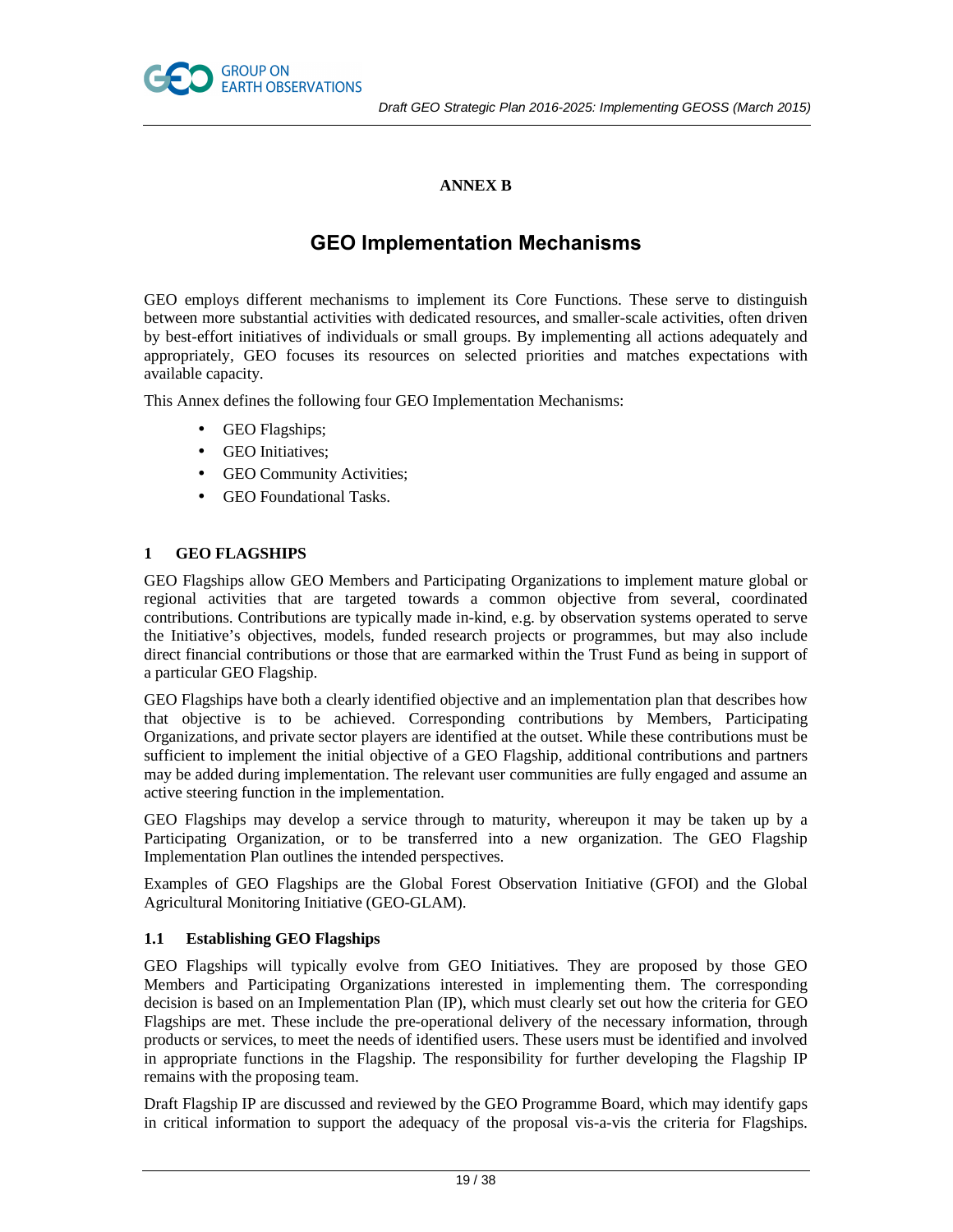## ANNEX B

# GEO Implementation Mechanisms

GEO employs different mechanisms to implement its Core Functions. These serve to distinguish between more substantial activities with dedicated resources, and smaller-scale activities, often driven by best-effort initiatives of individuals or small groups. By implementing all actions adequately and appropriately, GEO focuses its resources on selected priorities and matches expectations with available capacity.

This Annex defines the following four GEO Implementation Mechanisms:

- GEO Flagships;
- GEO Initiatives;
- GEO Community Activities;
- GEO Foundational Tasks.

## 1 GEO FLAGSHIPS

GEO Flagships allow GEO Members and Participating Organizations to implement mature global or regional activities that are targeted towards a common objective from several, coordinated contributions. Contributions are typically made in-kind, e.g. by observation systems operated to serve the Initiative's objectives, models, funded research projects or programmes, but may also include direct financial contributions or those that are earmarked within the Trust Fund as being in support of a particular GEO Flagship.

GEO Flagships have both a clearly identified objective and an implementation plan that describes how that objective is to be achieved. Corresponding contributions by Members, Participating Organizations, and private sector players are identified at the outset. While these contributions must be sufficient to implement the initial objective of a GEO Flagship, additional contributions and partners may be added during implementation. The relevant user communities are fully engaged and assume an active steering function in the implementation.

GEO Flagships may develop a service through to maturity, whereupon it may be taken up by a Participating Organization, or to be transferred into a new organization. The GEO Flagship Implementation Plan outlines the intended perspectives.

Examples of GEO Flagships are the Global Forest Observation Initiative (GFOI) and the Global Agricultural Monitoring Initiative (GEO-GLAM).

### 1.1 Establishing GEO Flagships

GEO Flagships will typically evolve from GEO Initiatives. They are proposed by those GEO Members and Participating Organizations interested in implementing them. The corresponding decision is based on an Implementation Plan (IP), which must clearly set out how the criteria for GEO Flagships are met. These include the pre-operational delivery of the necessary information, through products or services, to meet the needs of identified users. These users must be identified and involved in appropriate functions in the Flagship. The responsibility for further developing the Flagship IP remains with the proposing team.

Draft Flagship IP are discussed and reviewed by the GEO Programme Board, which may identify gaps in critical information to support the adequacy of the proposal vis-a-vis the criteria for Flagships.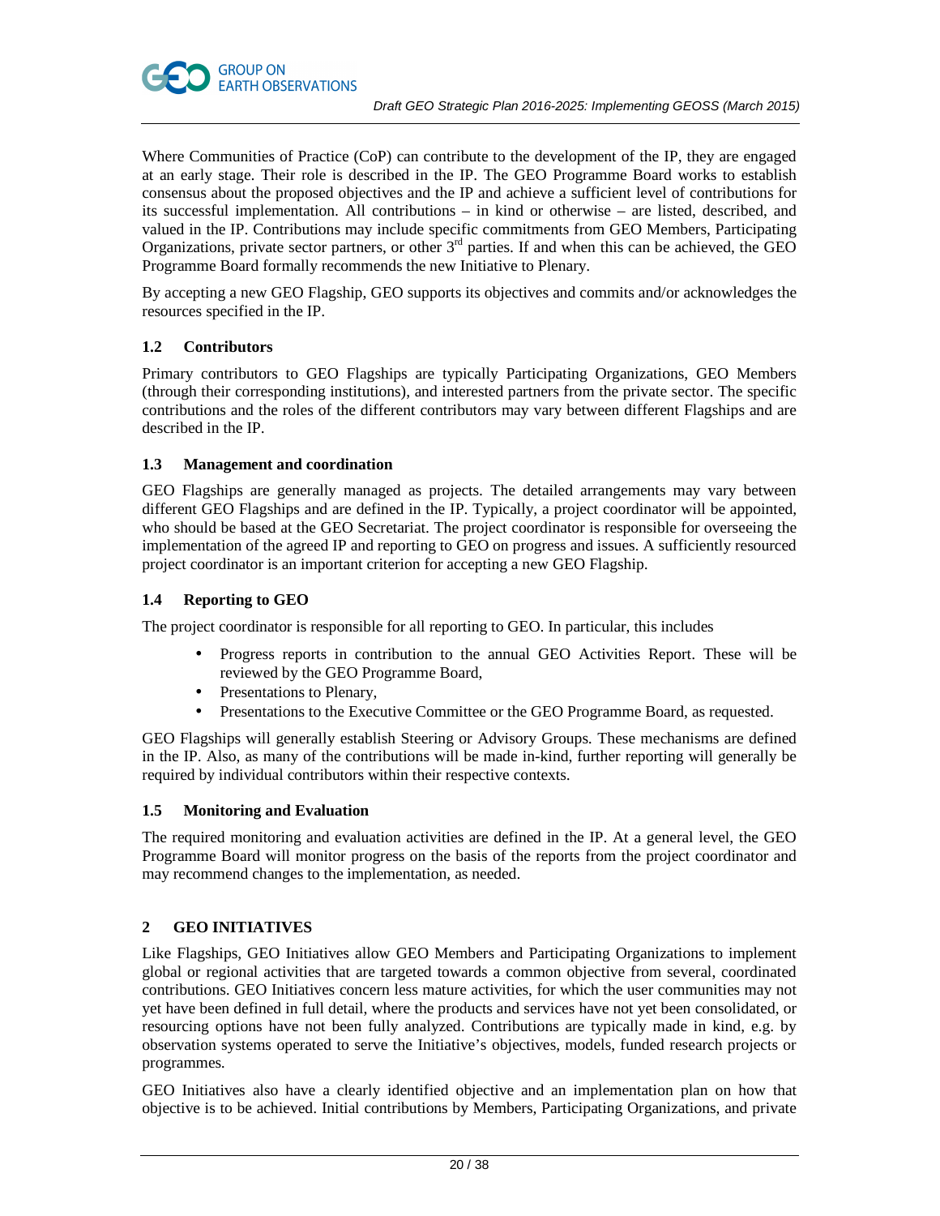Where Communities of Practice (CoP) can contribute to the development of the IP, they are engaged at an early stage. Their role is described in the IP. The GEO Programme Board works to establish consensus about the proposed objectives and the IP and achieve a sufficient level of contributions for its successful implementation. All contributions – in kind or otherwise – are listed, described, and valued in the IP. Contributions may include specific commitments from GEO Members, Participating Organizations, private sector partners, or other 3rd parties. If and when this can be achieved, the GEO Programme Board formally recommends the new Initiative to Plenary.

By accepting a new GEO Flagship, GEO supports its objectives and commits and/or acknowledges the resources specified in the IP.

### 1.2 Contributors

Primary contributors to GEO Flagships are typically Participating Organizations, GEO Members (through their corresponding institutions), and interested partners from the private sector. The specific contributions and the roles of the different contributors may vary between different Flagships and are described in the IP.

### 1.3 Management and coordination

GEO Flagships are generally managed as projects. The detailed arrangements may vary between different GEO Flagships and are defined in the IP. Typically, a project coordinator will be appointed, who should be based at the GEO Secretariat. The project coordinator is responsible for overseeing the implementation of the agreed IP and reporting to GEO on progress and issues. A sufficiently resourced project coordinator is an important criterion for accepting a new GEO Flagship.

### 1.4 Reporting to GEO

The project coordinator is responsible for all reporting to GEO. In particular, this includes

- Progress reports in contribution to the annual GEO Activities Report. These will be reviewed by the GEO Programme Board,
- Presentations to Plenary,
- Presentations to the Executive Committee or the GEO Programme Board, as requested.

GEO Flagships will generally establish Steering or Advisory Groups. These mechanisms are defined in the IP. Also, as many of the contributions will be made in-kind, further reporting will generally be required by individual contributors within their respective contexts.

### 1.5 Monitoring and Evaluation

The required monitoring and evaluation activities are defined in the IP. At a general level, the GEO Programme Board will monitor progress on the basis of the reports from the project coordinator and may recommend changes to the implementation, as needed.

## 2 GEO INITIATIVES

Like Flagships, GEO Initiatives allow GEO Members and Participating Organizations to implement global or regional activities that are targeted towards a common objective from several, coordinated contributions. GEO Initiatives concern less mature activities, for which the user communities may not yet have been defined in full detail, where the products and services have not yet been consolidated, or resourcing options have not been fully analyzed. Contributions are typically made in kind, e.g. by observation systems operated to serve the Initiative's objectives, models, funded research projects or programmes.

GEO Initiatives also have a clearly identified objective and an implementation plan on how that objective is to be achieved. Initial contributions by Members, Participating Organizations, and private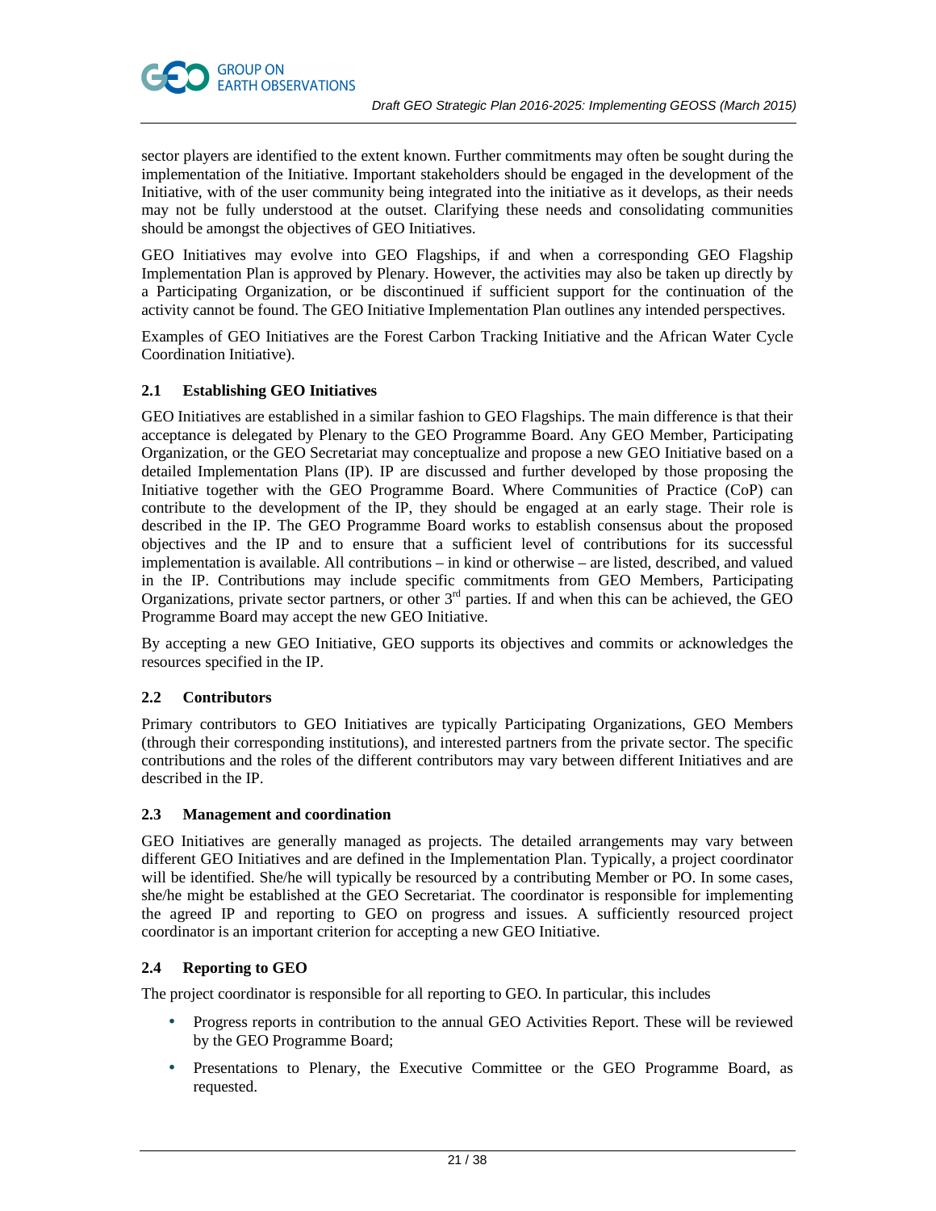sector players are identified to the extent known. Further commitments may often be sought during the implementation of the Initiative. Important stakeholders should be engaged in the development of the Initiative, with of the user community being integrated into the initiative as it develops, as their needs may not be fully understood at the outset. Clarifying these needs and consolidating communities should be amongst the objectives of GEO Initiatives.

GEO Initiatives may evolve into GEO Flagships, if and when a corresponding GEO Flagship Implementation Plan is approved by Plenary. However, the activities may also be taken up directly by a Participating Organization, or be discontinued if sufficient support for the continuation of the activity cannot be found. The GEO Initiative Implementation Plan outlines any intended perspectives.

Examples of GEO Initiatives are the Forest Carbon Tracking Initiative and the African Water Cycle Coordination Initiative).

### 2.1 Establishing GEO Initiatives

GEO Initiatives are established in a similar fashion to GEO Flagships. The main difference is that their acceptance is delegated by Plenary to the GEO Programme Board. Any GEO Member, Participating Organization, or the GEO Secretariat may conceptualize and propose a new GEO Initiative based on a detailed Implementation Plans (IP). IP are discussed and further developed by those proposing the Initiative together with the GEO Programme Board. Where Communities of Practice (CoP) can contribute to the development of the IP, they should be engaged at an early stage. Their role is described in the IP. The GEO Programme Board works to establish consensus about the proposed objectives and the IP and to ensure that a sufficient level of contributions for its successful implementation is available. All contributions – in kind or otherwise – are listed, described, and valued in the IP. Contributions may include specific commitments from GEO Members, Participating Organizations, private sector partners, or other 3rd parties. If and when this can be achieved, the GEO Programme Board may accept the new GEO Initiative.

By accepting a new GEO Initiative, GEO supports its objectives and commits or acknowledges the resources specified in the IP.

### 2.2 Contributors

Primary contributors to GEO Initiatives are typically Participating Organizations, GEO Members (through their corresponding institutions), and interested partners from the private sector. The specific contributions and the roles of the different contributors may vary between different Initiatives and are described in the IP.

### 2.3 Management and coordination

GEO Initiatives are generally managed as projects. The detailed arrangements may vary between different GEO Initiatives and are defined in the Implementation Plan. Typically, a project coordinator will be identified. She/he will typically be resourced by a contributing Member or PO. In some cases, she/he might be established at the GEO Secretariat. The coordinator is responsible for implementing the agreed IP and reporting to GEO on progress and issues. A sufficiently resourced project coordinator is an important criterion for accepting a new GEO Initiative.

### 2.4 Reporting to GEO

The project coordinator is responsible for all reporting to GEO. In particular, this includes

- Progress reports in contribution to the annual GEO Activities Report. These will be reviewed by the GEO Programme Board;
- Presentations to Plenary, the Executive Committee or the GEO Programme Board, as requested.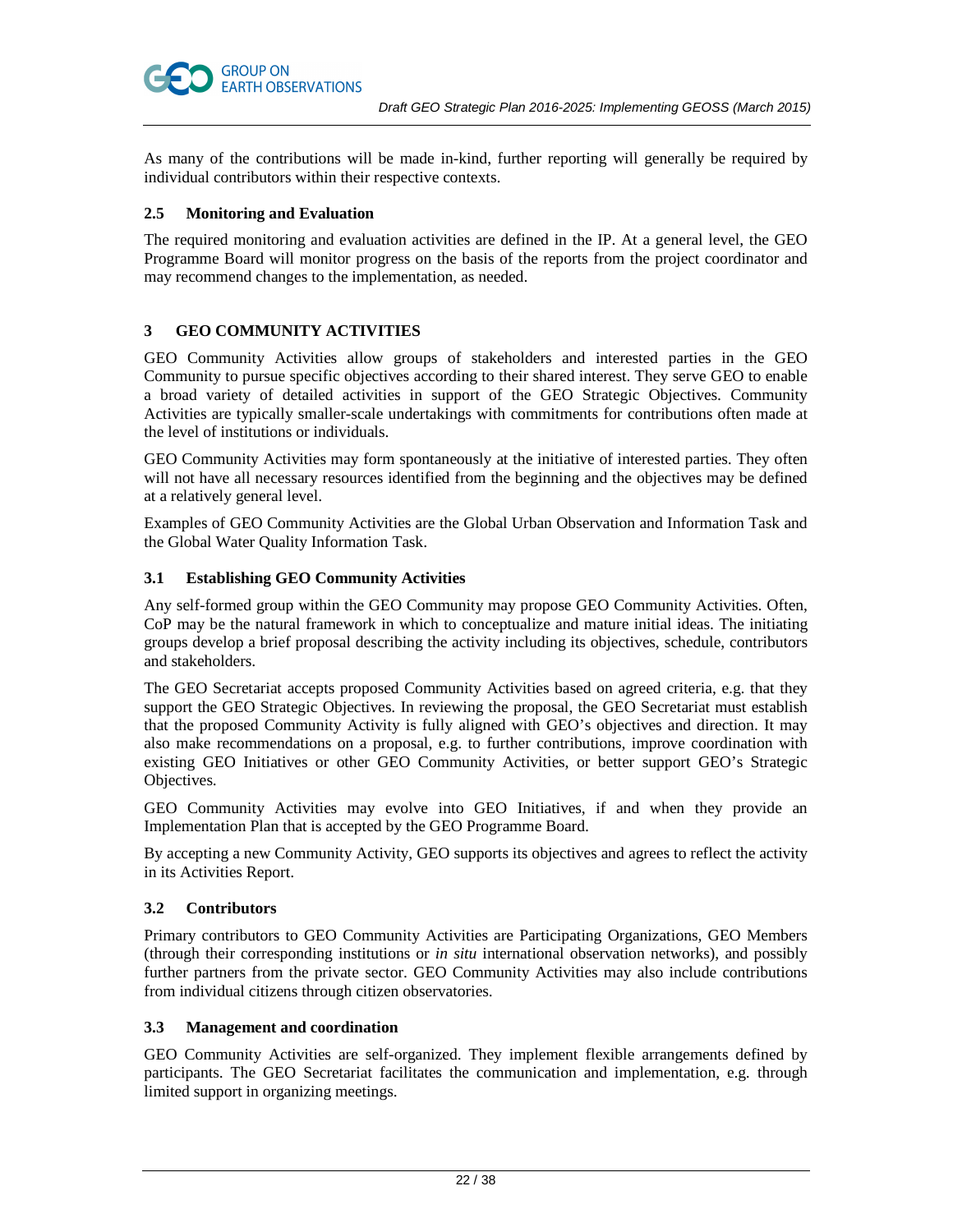As many of the contributions will be made in-kind, further reporting will generally be required by individual contributors within their respective contexts.

### 2.5 Monitoring and Evaluation

The required monitoring and evaluation activities are defined in the IP. At a general level, the GEO Programme Board will monitor progress on the basis of the reports from the project coordinator and may recommend changes to the implementation, as needed.

## 3 GEO COMMUNITY ACTIVITIES

GEO Community Activities allow groups of stakeholders and interested parties in the GEO Community to pursue specific objectives according to their shared interest. They serve GEO to enable a broad variety of detailed activities in support of the GEO Strategic Objectives. Community Activities are typically smaller-scale undertakings with commitments for contributions often made at the level of institutions or individuals.

GEO Community Activities may form spontaneously at the initiative of interested parties. They often will not have all necessary resources identified from the beginning and the objectives may be defined at a relatively general level.

Examples of GEO Community Activities are the Global Urban Observation and Information Task and the Global Water Quality Information Task.

### 3.1 Establishing GEO Community Activities

Any self-formed group within the GEO Community may propose GEO Community Activities. Often, CoP may be the natural framework in which to conceptualize and mature initial ideas. The initiating groups develop a brief proposal describing the activity including its objectives, schedule, contributors and stakeholders.

The GEO Secretariat accepts proposed Community Activities based on agreed criteria, e.g. that they support the GEO Strategic Objectives. In reviewing the proposal, the GEO Secretariat must establish that the proposed Community Activity is fully aligned with GEO's objectives and direction. It may also make recommendations on a proposal, e.g. to further contributions, improve coordination with existing GEO Initiatives or other GEO Community Activities, or better support GEO's Strategic Objectives.

GEO Community Activities may evolve into GEO Initiatives, if and when they provide an Implementation Plan that is accepted by the GEO Programme Board.

By accepting a new Community Activity, GEO supports its objectives and agrees to reflect the activity in its Activities Report.

### 3.2 Contributors

Primary contributors to GEO Community Activities are Participating Organizations, GEO Members (through their corresponding institutions or *in situ* international observation networks), and possibly further partners from the private sector. GEO Community Activities may also include contributions from individual citizens through citizen observatories.

### 3.3 Management and coordination

GEO Community Activities are self-organized. They implement flexible arrangements defined by participants. The GEO Secretariat facilitates the communication and implementation, e.g. through limited support in organizing meetings.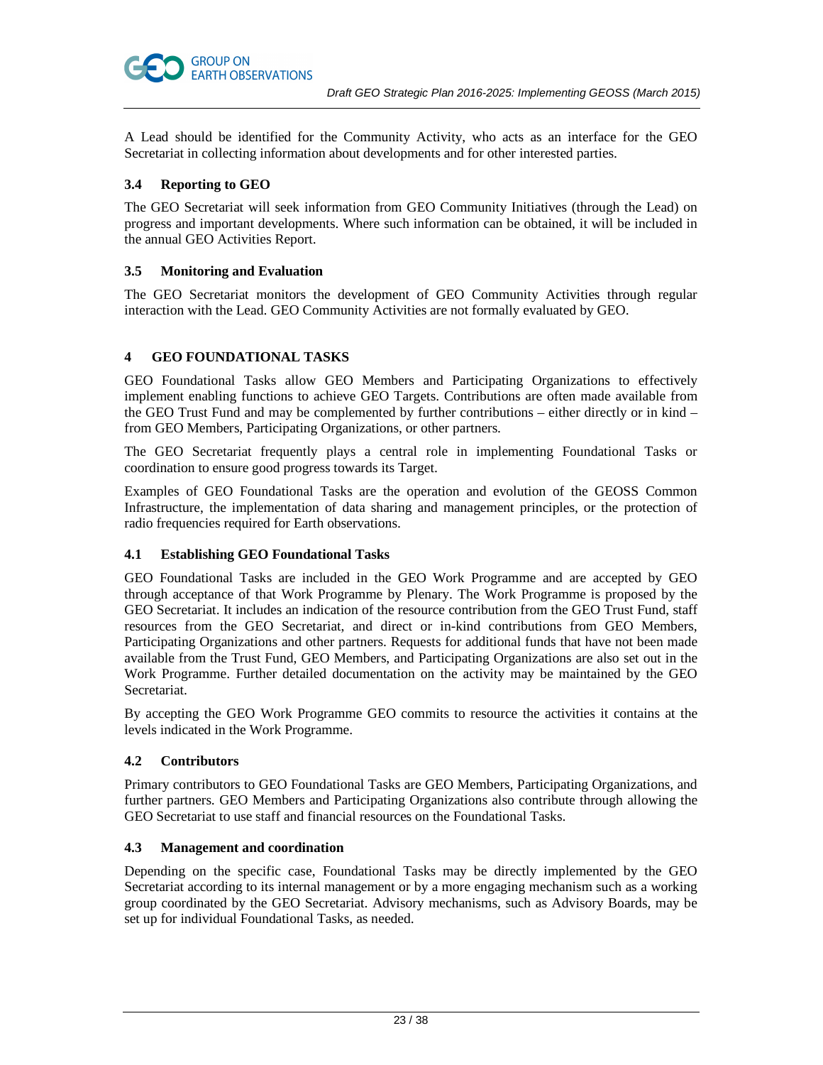A Lead should be identified for the Community Activity, who acts as an interface for the GEO Secretariat in collecting information about developments and for other interested parties.

### 3.4 Reporting to GEO

The GEO Secretariat will seek information from GEO Community Initiatives (through the Lead) on progress and important developments. Where such information can be obtained, it will be included in the annual GEO Activities Report.

### 3.5 Monitoring and Evaluation

The GEO Secretariat monitors the development of GEO Community Activities through regular interaction with the Lead. GEO Community Activities are not formally evaluated by GEO.

## 4 GEO FOUNDATIONAL TASKS

GEO Foundational Tasks allow GEO Members and Participating Organizations to effectively implement enabling functions to achieve GEO Targets. Contributions are often made available from the GEO Trust Fund and may be complemented by further contributions – either directly or in kind – from GEO Members, Participating Organizations, or other partners.

The GEO Secretariat frequently plays a central role in implementing Foundational Tasks or coordination to ensure good progress towards its Target.

Examples of GEO Foundational Tasks are the operation and evolution of the GEOSS Common Infrastructure, the implementation of data sharing and management principles, or the protection of radio frequencies required for Earth observations.

### 4.1 Establishing GEO Foundational Tasks

GEO Foundational Tasks are included in the GEO Work Programme and are accepted by GEO through acceptance of that Work Programme by Plenary. The Work Programme is proposed by the GEO Secretariat. It includes an indication of the resource contribution from the GEO Trust Fund, staff resources from the GEO Secretariat, and direct or in-kind contributions from GEO Members, Participating Organizations and other partners. Requests for additional funds that have not been made available from the Trust Fund, GEO Members, and Participating Organizations are also set out in the Work Programme. Further detailed documentation on the activity may be maintained by the GEO Secretariat.

By accepting the GEO Work Programme GEO commits to resource the activities it contains at the levels indicated in the Work Programme.

### 4.2 Contributors

Primary contributors to GEO Foundational Tasks are GEO Members, Participating Organizations, and further partners. GEO Members and Participating Organizations also contribute through allowing the GEO Secretariat to use staff and financial resources on the Foundational Tasks.

### 4.3 Management and coordination

Depending on the specific case, Foundational Tasks may be directly implemented by the GEO Secretariat according to its internal management or by a more engaging mechanism such as a working group coordinated by the GEO Secretariat. Advisory mechanisms, such as Advisory Boards, may be set up for individual Foundational Tasks, as needed.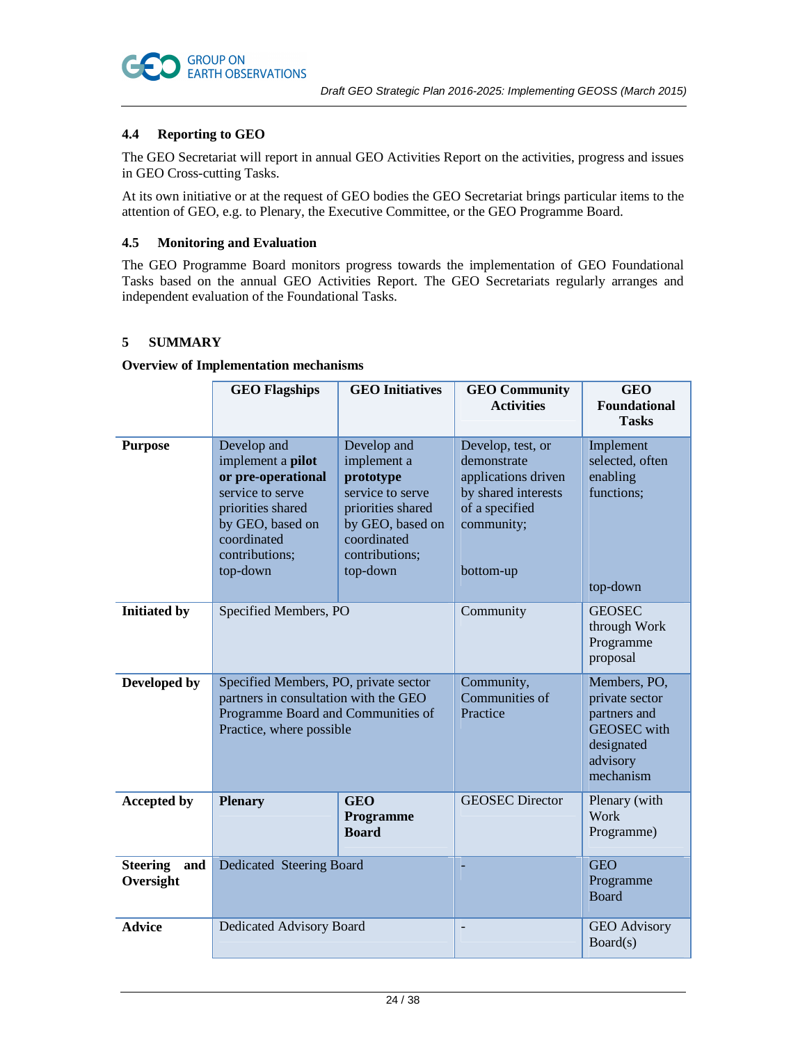### 4.4 Reporting to GEO

The GEO Secretariat will report in annual GEO Activities Report on the activities, progress and issues in GEO Cross-cutting Tasks.

At its own initiative or at the request of GEO bodies the GEO Secretariat brings particular items to the attention of GEO, e.g. to Plenary, the Executive Committee, or the GEO Programme Board.

### 4.5 Monitoring and Evaluation

The GEO Programme Board monitors progress towards the implementation of GEO Foundational Tasks based on the annual GEO Activities Report. The GEO Secretariats regularly arranges and independent evaluation of the Foundational Tasks.

## 5 SUMMARY

**Overview of Implementation mechanisms**

| | GEO Flagships | GEO Initiatives | GEO Community Activities | GEO Foundational Tasks |
|---|---|---|---|---|
| **Purpose** | Develop and implement a **pilot or pre-operational** service to serve priorities shared by GEO, based on coordinated contributions; top-down | Develop and implement a **prototype** service to serve priorities shared by GEO, based on coordinated contributions; top-down | Develop, test, or demonstrate applications driven by shared interests of a specified community; bottom-up | Implement selected, often enabling functions; top-down |
| **Initiated by** | Specified Members, PO | | Community | GEOSEC through Work Programme proposal |
| **Developed by** | Specified Members, PO, private sector partners in consultation with the GEO Programme Board and Communities of Practice, where possible | | Community, Communities of Practice | Members, PO, private sector partners and GEOSEC with designated advisory mechanism |
| **Accepted by** | **Plenary** | **GEO Programme Board** | GEOSEC Director | Plenary (with Work Programme) |
| **Steering and Oversight** | Dedicated Steering Board | | - | GEO Programme Board |
| **Advice** | Dedicated Advisory Board | | - | GEO Advisory Board(s) |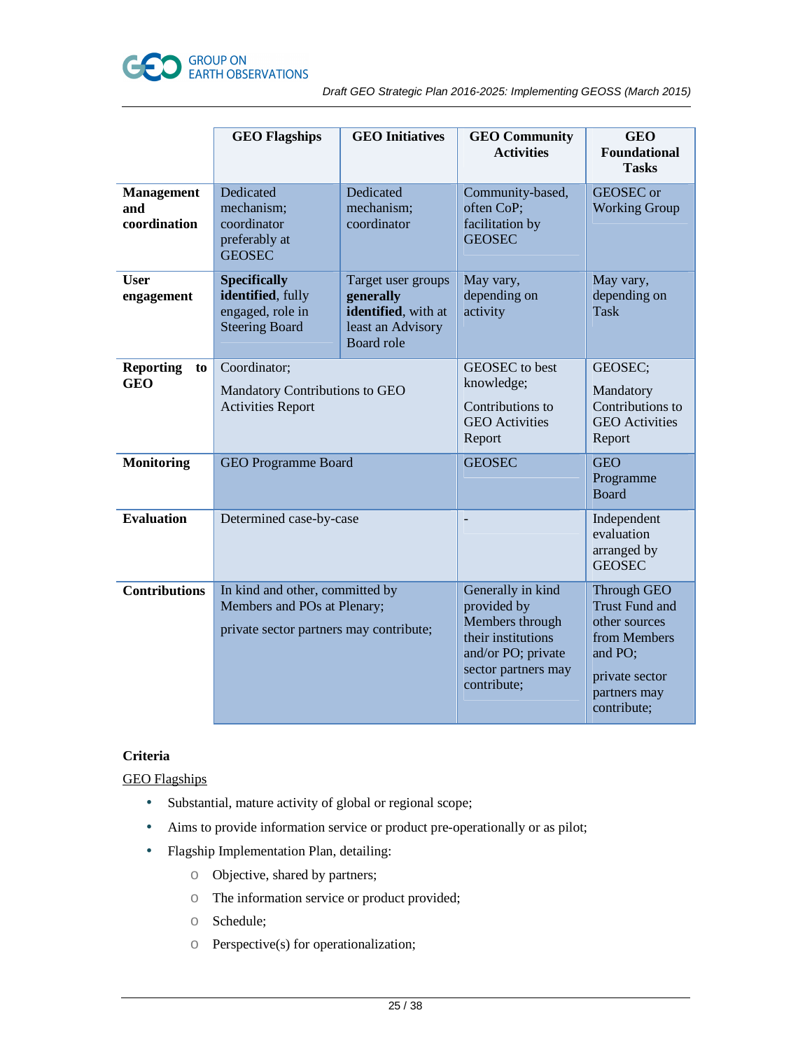| | GEO Flagships | GEO Initiatives | GEO Community Activities | GEO Foundational Tasks |
|---|---|---|---|---|
| **Management and coordination** | Dedicated mechanism; coordinator preferably at GEOSEC | Dedicated mechanism; coordinator | Community-based, often CoP; facilitation by GEOSEC | GEOSEC or Working Group |
| **User engagement** | **Specifically identified**, fully engaged, role in Steering Board | Target user groups **generally identified**, with at least an Advisory Board role | May vary, depending on activity | May vary, depending on Task |
| **Reporting to GEO** | Coordinator;<br><br>Mandatory Contributions to GEO Activities Report | | GEOSEC to best knowledge;<br><br>Contributions to GEO Activities Report | GEOSEC;<br><br>Mandatory Contributions to GEO Activities Report |
| **Monitoring** | GEO Programme Board | | GEOSEC | GEO Programme Board |
| **Evaluation** | Determined case-by-case | | - | Independent evaluation arranged by GEOSEC |
| **Contributions** | In kind and other, committed by Members and POs at Plenary;<br><br>private sector partners may contribute; | | Generally in kind provided by Members through their institutions and/or PO; private sector partners may contribute; | Through GEO Trust Fund and other sources from Members and PO;<br><br>private sector partners may contribute; |

**Criteria**

<u>GEO Flagships</u>

- Substantial, mature activity of global or regional scope;
- Aims to provide information service or product pre-operationally or as pilot;
- Flagship Implementation Plan, detailing:
  - Objective, shared by partners;
  - The information service or product provided;
  - Schedule;
  - Perspective(s) for operationalization;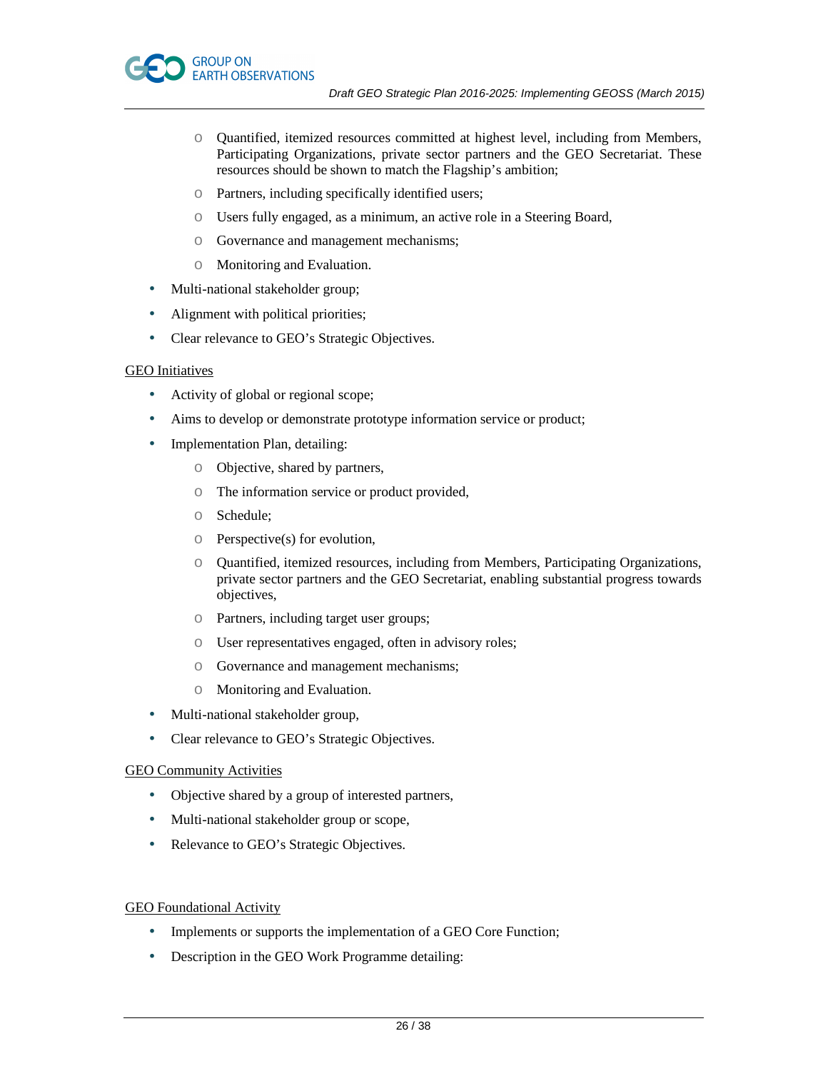- Quantified, itemized resources committed at highest level, including from Members, Participating Organizations, private sector partners and the GEO Secretariat. These resources should be shown to match the Flagship's ambition;
    - Partners, including specifically identified users;
    - Users fully engaged, as a minimum, an active role in a Steering Board,
    - Governance and management mechanisms;
    - Monitoring and Evaluation.
- Multi-national stakeholder group;
- Alignment with political priorities;
- Clear relevance to GEO's Strategic Objectives.

<u>GEO Initiatives</u>

- Activity of global or regional scope;
- Aims to develop or demonstrate prototype information service or product;
- Implementation Plan, detailing:
    - Objective, shared by partners,
    - The information service or product provided,
    - Schedule;
    - Perspective(s) for evolution,
    - Quantified, itemized resources, including from Members, Participating Organizations, private sector partners and the GEO Secretariat, enabling substantial progress towards objectives,
    - Partners, including target user groups;
    - User representatives engaged, often in advisory roles;
    - Governance and management mechanisms;
    - Monitoring and Evaluation.
- Multi-national stakeholder group,
- Clear relevance to GEO's Strategic Objectives.

<u>GEO Community Activities</u>

- Objective shared by a group of interested partners,
- Multi-national stakeholder group or scope,
- Relevance to GEO's Strategic Objectives.

<u>GEO Foundational Activity</u>

- Implements or supports the implementation of a GEO Core Function;
- Description in the GEO Work Programme detailing: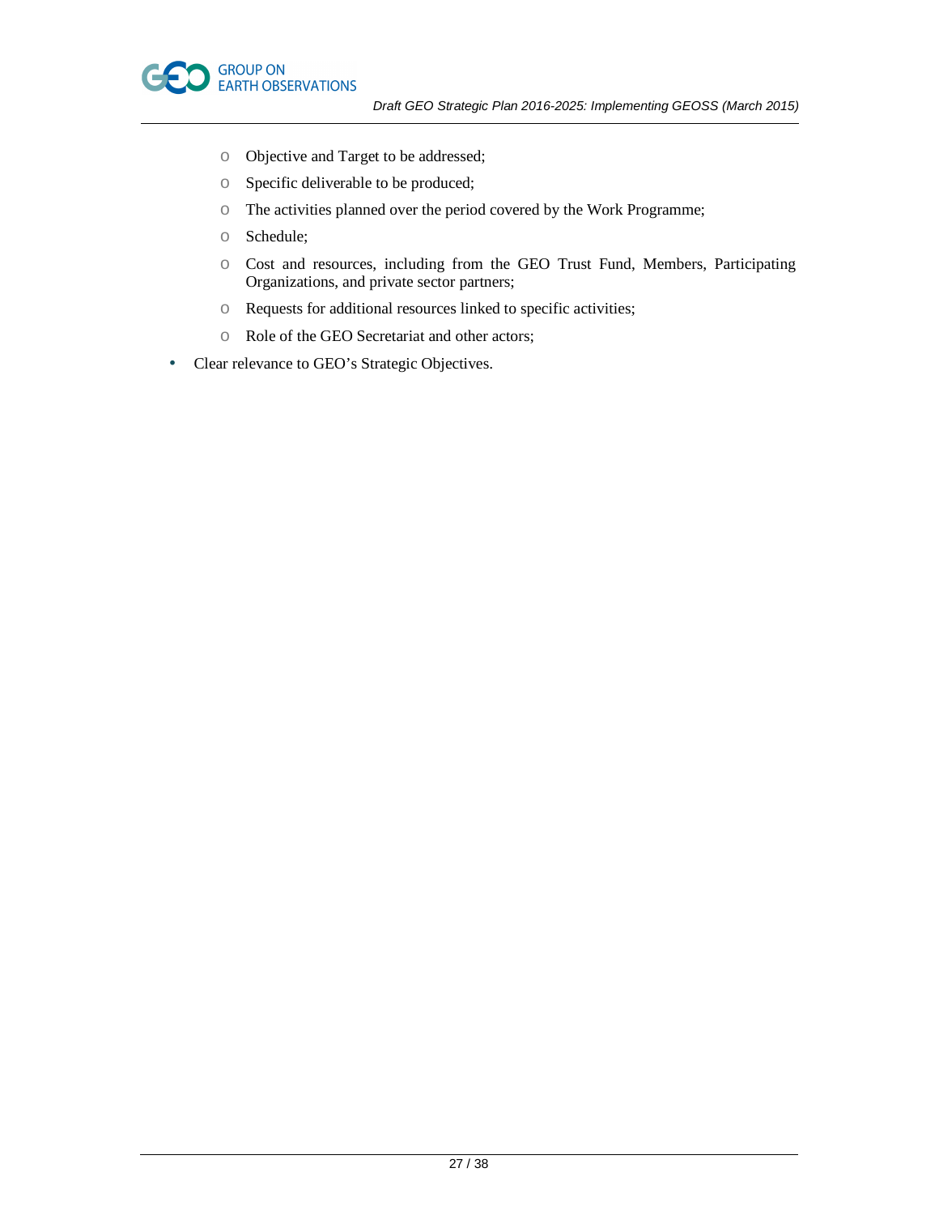- Objective and Target to be addressed;
    - Specific deliverable to be produced;
    - The activities planned over the period covered by the Work Programme;
    - Schedule;
    - Cost and resources, including from the GEO Trust Fund, Members, Participating Organizations, and private sector partners;
    - Requests for additional resources linked to specific activities;
    - Role of the GEO Secretariat and other actors;
- Clear relevance to GEO's Strategic Objectives.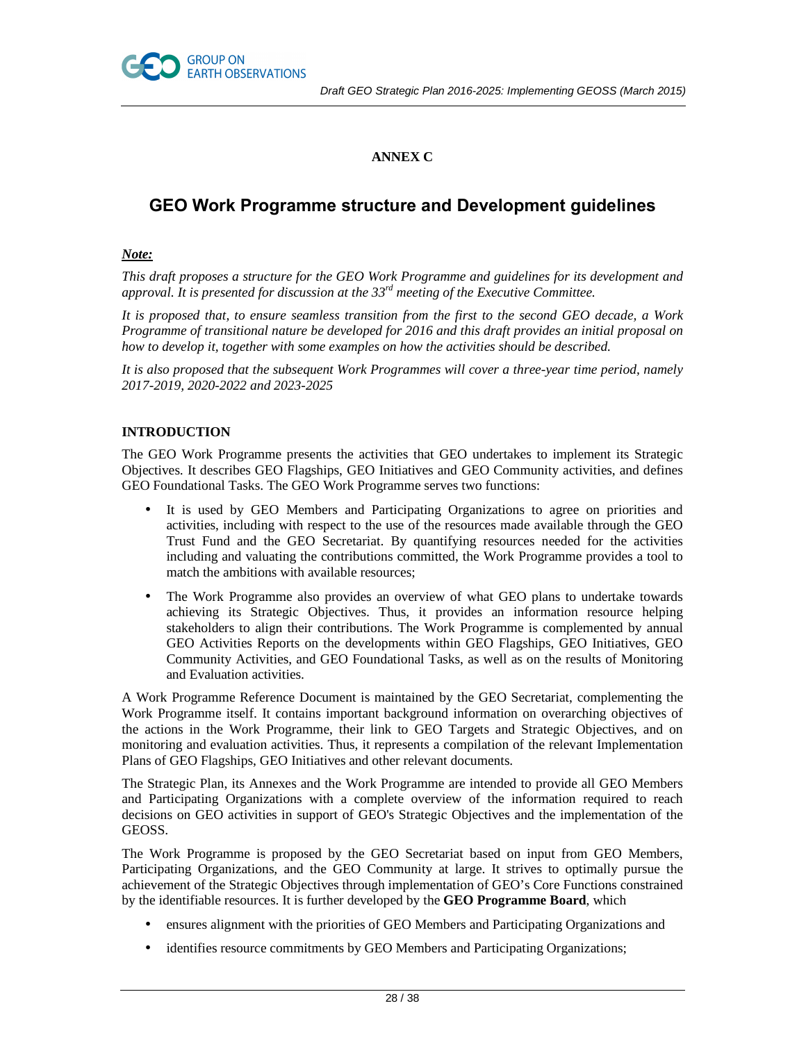**ANNEX C**

# GEO Work Programme structure and Development guidelines

***Note:***

*This draft proposes a structure for the GEO Work Programme and guidelines for its development and approval. It is presented for discussion at the 33rd meeting of the Executive Committee.*

*It is proposed that, to ensure seamless transition from the first to the second GEO decade, a Work Programme of transitional nature be developed for 2016 and this draft provides an initial proposal on how to develop it, together with some examples on how the activities should be described.*

*It is also proposed that the subsequent Work Programmes will cover a three-year time period, namely 2017-2019, 2020-2022 and 2023-2025*

## INTRODUCTION

The GEO Work Programme presents the activities that GEO undertakes to implement its Strategic Objectives. It describes GEO Flagships, GEO Initiatives and GEO Community activities, and defines GEO Foundational Tasks. The GEO Work Programme serves two functions:

- It is used by GEO Members and Participating Organizations to agree on priorities and activities, including with respect to the use of the resources made available through the GEO Trust Fund and the GEO Secretariat. By quantifying resources needed for the activities including and valuating the contributions committed, the Work Programme provides a tool to match the ambitions with available resources;
- The Work Programme also provides an overview of what GEO plans to undertake towards achieving its Strategic Objectives. Thus, it provides an information resource helping stakeholders to align their contributions. The Work Programme is complemented by annual GEO Activities Reports on the developments within GEO Flagships, GEO Initiatives, GEO Community Activities, and GEO Foundational Tasks, as well as on the results of Monitoring and Evaluation activities.

A Work Programme Reference Document is maintained by the GEO Secretariat, complementing the Work Programme itself. It contains important background information on overarching objectives of the actions in the Work Programme, their link to GEO Targets and Strategic Objectives, and on monitoring and evaluation activities. Thus, it represents a compilation of the relevant Implementation Plans of GEO Flagships, GEO Initiatives and other relevant documents.

The Strategic Plan, its Annexes and the Work Programme are intended to provide all GEO Members and Participating Organizations with a complete overview of the information required to reach decisions on GEO activities in support of GEO's Strategic Objectives and the implementation of the GEOSS.

The Work Programme is proposed by the GEO Secretariat based on input from GEO Members, Participating Organizations, and the GEO Community at large. It strives to optimally pursue the achievement of the Strategic Objectives through implementation of GEO's Core Functions constrained by the identifiable resources. It is further developed by the **GEO Programme Board**, which

- ensures alignment with the priorities of GEO Members and Participating Organizations and
- identifies resource commitments by GEO Members and Participating Organizations;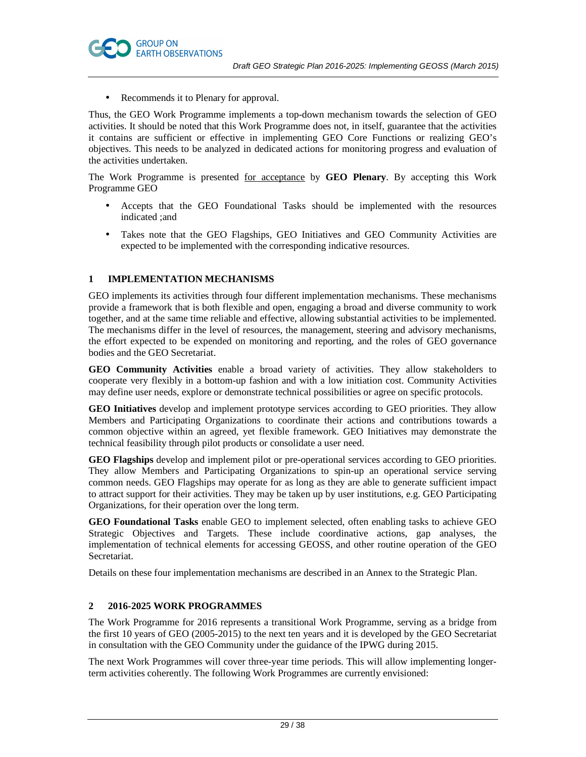- Recommends it to Plenary for approval.

Thus, the GEO Work Programme implements a top-down mechanism towards the selection of GEO activities. It should be noted that this Work Programme does not, in itself, guarantee that the activities it contains are sufficient or effective in implementing GEO Core Functions or realizing GEO's objectives. This needs to be analyzed in dedicated actions for monitoring progress and evaluation of the activities undertaken.

The Work Programme is presented for acceptance by **GEO Plenary**. By accepting this Work Programme GEO

- Accepts that the GEO Foundational Tasks should be implemented with the resources indicated ;and
- Takes note that the GEO Flagships, GEO Initiatives and GEO Community Activities are expected to be implemented with the corresponding indicative resources.

## 1 IMPLEMENTATION MECHANISMS

GEO implements its activities through four different implementation mechanisms. These mechanisms provide a framework that is both flexible and open, engaging a broad and diverse community to work together, and at the same time reliable and effective, allowing substantial activities to be implemented. The mechanisms differ in the level of resources, the management, steering and advisory mechanisms, the effort expected to be expended on monitoring and reporting, and the roles of GEO governance bodies and the GEO Secretariat.

**GEO Community Activities** enable a broad variety of activities. They allow stakeholders to cooperate very flexibly in a bottom-up fashion and with a low initiation cost. Community Activities may define user needs, explore or demonstrate technical possibilities or agree on specific protocols.

**GEO Initiatives** develop and implement prototype services according to GEO priorities. They allow Members and Participating Organizations to coordinate their actions and contributions towards a common objective within an agreed, yet flexible framework. GEO Initiatives may demonstrate the technical feasibility through pilot products or consolidate a user need.

**GEO Flagships** develop and implement pilot or pre-operational services according to GEO priorities. They allow Members and Participating Organizations to spin-up an operational service serving common needs. GEO Flagships may operate for as long as they are able to generate sufficient impact to attract support for their activities. They may be taken up by user institutions, e.g. GEO Participating Organizations, for their operation over the long term.

**GEO Foundational Tasks** enable GEO to implement selected, often enabling tasks to achieve GEO Strategic Objectives and Targets. These include coordinative actions, gap analyses, the implementation of technical elements for accessing GEOSS, and other routine operation of the GEO Secretariat.

Details on these four implementation mechanisms are described in an Annex to the Strategic Plan.

## 2 2016-2025 WORK PROGRAMMES

The Work Programme for 2016 represents a transitional Work Programme, serving as a bridge from the first 10 years of GEO (2005-2015) to the next ten years and it is developed by the GEO Secretariat in consultation with the GEO Community under the guidance of the IPWG during 2015.

The next Work Programmes will cover three-year time periods. This will allow implementing longer-term activities coherently. The following Work Programmes are currently envisioned: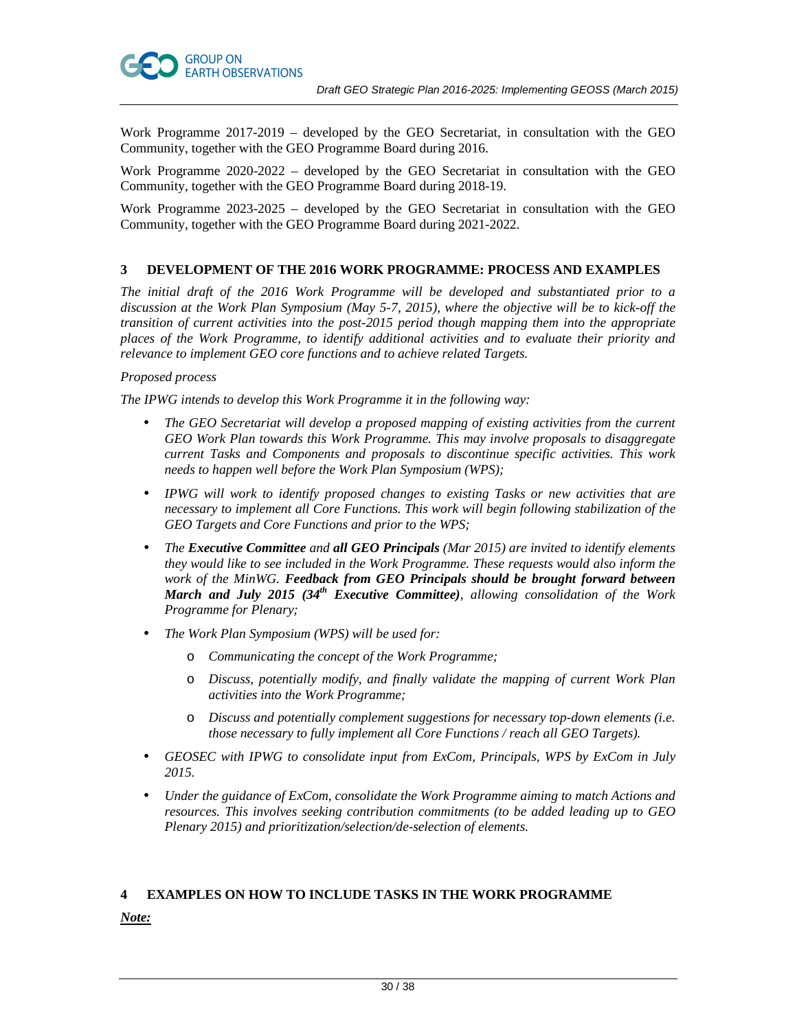Work Programme 2017-2019 – developed by the GEO Secretariat, in consultation with the GEO Community, together with the GEO Programme Board during 2016.

Work Programme 2020-2022 – developed by the GEO Secretariat in consultation with the GEO Community, together with the GEO Programme Board during 2018-19.

Work Programme 2023-2025 – developed by the GEO Secretariat in consultation with the GEO Community, together with the GEO Programme Board during 2021-2022.

## 3 DEVELOPMENT OF THE 2016 WORK PROGRAMME: PROCESS AND EXAMPLES

*The initial draft of the 2016 Work Programme will be developed and substantiated prior to a discussion at the Work Plan Symposium (May 5-7, 2015), where the objective will be to kick-off the transition of current activities into the post-2015 period though mapping them into the appropriate places of the Work Programme, to identify additional activities and to evaluate their priority and relevance to implement GEO core functions and to achieve related Targets.*

*Proposed process*

*The IPWG intends to develop this Work Programme it in the following way:*

- *The GEO Secretariat will develop a proposed mapping of existing activities from the current GEO Work Plan towards this Work Programme. This may involve proposals to disaggregate current Tasks and Components and proposals to discontinue specific activities. This work needs to happen well before the Work Plan Symposium (WPS);*
- *IPWG will work to identify proposed changes to existing Tasks or new activities that are necessary to implement all Core Functions. This work will begin following stabilization of the GEO Targets and Core Functions and prior to the WPS;*
- *The **Executive Committee** and **all GEO Principals** (Mar 2015) are invited to identify elements they would like to see included in the Work Programme. These requests would also inform the work of the MinWG. **Feedback from GEO Principals should be brought forward between March and July 2015 (34th Executive Committee)**, allowing consolidation of the Work Programme for Plenary;*
- *The Work Plan Symposium (WPS) will be used for:*
  - *Communicating the concept of the Work Programme;*
  - *Discuss, potentially modify, and finally validate the mapping of current Work Plan activities into the Work Programme;*
  - *Discuss and potentially complement suggestions for necessary top-down elements (i.e. those necessary to fully implement all Core Functions / reach all GEO Targets).*
- *GEOSEC with IPWG to consolidate input from ExCom, Principals, WPS by ExCom in July 2015.*
- *Under the guidance of ExCom, consolidate the Work Programme aiming to match Actions and resources. This involves seeking contribution commitments (to be added leading up to GEO Plenary 2015) and prioritization/selection/de-selection of elements.*

## 4 EXAMPLES ON HOW TO INCLUDE TASKS IN THE WORK PROGRAMME

***Note:***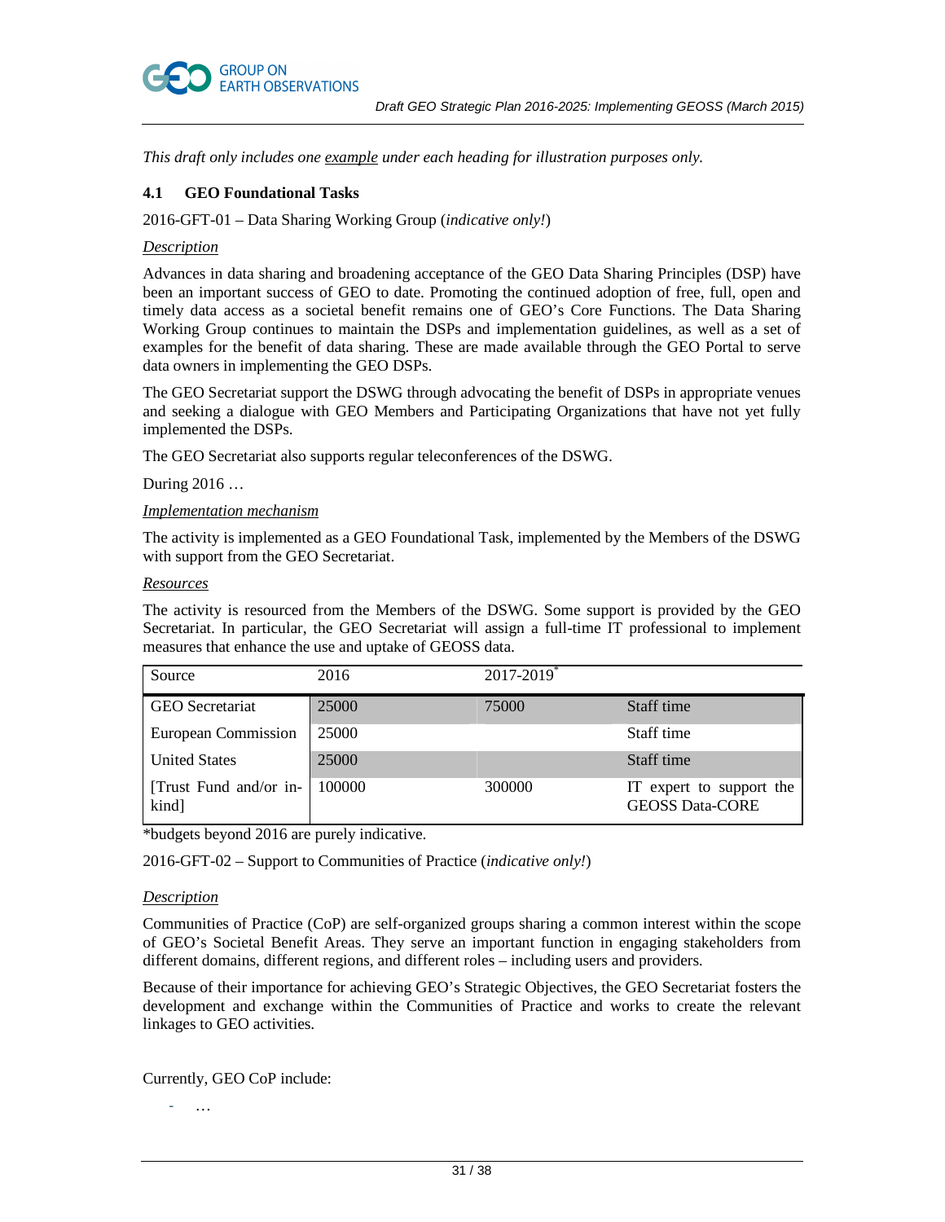*This draft only includes one example under each heading for illustration purposes only.*

### 4.1 GEO Foundational Tasks

2016-GFT-01 – Data Sharing Working Group (*indicative only!*)

*Description*

Advances in data sharing and broadening acceptance of the GEO Data Sharing Principles (DSP) have been an important success of GEO to date. Promoting the continued adoption of free, full, open and timely data access as a societal benefit remains one of GEO's Core Functions. The Data Sharing Working Group continues to maintain the DSPs and implementation guidelines, as well as a set of examples for the benefit of data sharing. These are made available through the GEO Portal to serve data owners in implementing the GEO DSPs.

The GEO Secretariat support the DSWG through advocating the benefit of DSPs in appropriate venues and seeking a dialogue with GEO Members and Participating Organizations that have not yet fully implemented the DSPs.

The GEO Secretariat also supports regular teleconferences of the DSWG.

During 2016 …

*Implementation mechanism*

The activity is implemented as a GEO Foundational Task, implemented by the Members of the DSWG with support from the GEO Secretariat.

*Resources*

The activity is resourced from the Members of the DSWG. Some support is provided by the GEO Secretariat. In particular, the GEO Secretariat will assign a full-time IT professional to implement measures that enhance the use and uptake of GEOSS data.

| Source | 2016 | 2017-2019* | |
|---|---|---|---|
| GEO Secretariat | 25000 | 75000 | Staff time |
| European Commission | 25000 | | Staff time |
| United States | 25000 | | Staff time |
| [Trust Fund and/or in-kind] | 100000 | 300000 | IT expert to support the GEOSS Data-CORE |

*budgets beyond 2016 are purely indicative.

2016-GFT-02 – Support to Communities of Practice (*indicative only!*)

*Description*

Communities of Practice (CoP) are self-organized groups sharing a common interest within the scope of GEO's Societal Benefit Areas. They serve an important function in engaging stakeholders from different domains, different regions, and different roles – including users and providers.

Because of their importance for achieving GEO's Strategic Objectives, the GEO Secretariat fosters the development and exchange within the Communities of Practice and works to create the relevant linkages to GEO activities.

Currently, GEO CoP include:

- …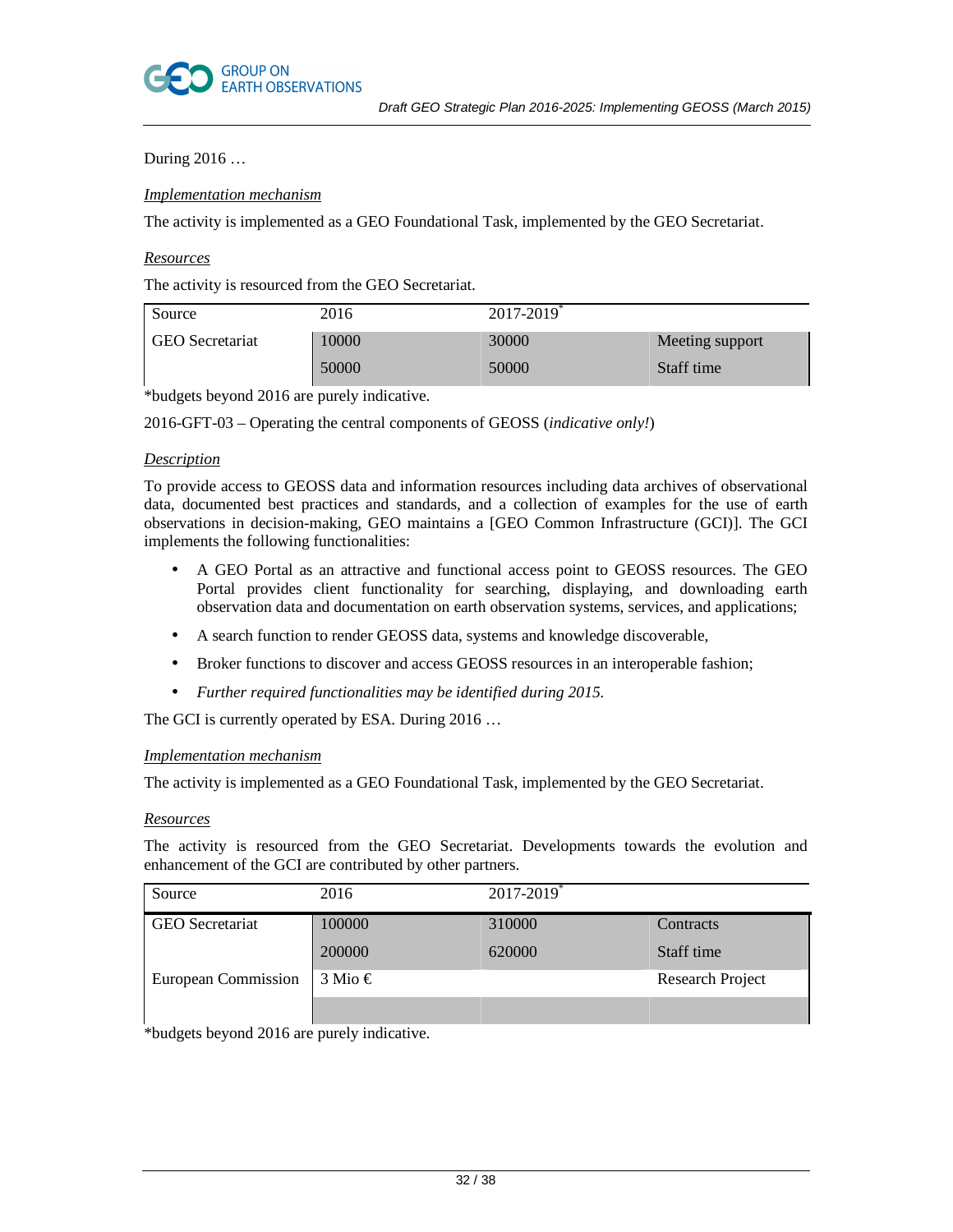During 2016 …

*Implementation mechanism*

The activity is implemented as a GEO Foundational Task, implemented by the GEO Secretariat.

*Resources*

The activity is resourced from the GEO Secretariat.

| Source | 2016 | 2017-2019* | |
|---|---|---|---|
| GEO Secretariat | 10000 | 30000 | Meeting support |
| | 50000 | 50000 | Staff time |

*budgets beyond 2016 are purely indicative.

2016-GFT-03 – Operating the central components of GEOSS (*indicative only!*)

*Description*

To provide access to GEOSS data and information resources including data archives of observational data, documented best practices and standards, and a collection of examples for the use of earth observations in decision-making, GEO maintains a [GEO Common Infrastructure (GCI)]. The GCI implements the following functionalities:

- A GEO Portal as an attractive and functional access point to GEOSS resources. The GEO Portal provides client functionality for searching, displaying, and downloading earth observation data and documentation on earth observation systems, services, and applications;
- A search function to render GEOSS data, systems and knowledge discoverable,
- Broker functions to discover and access GEOSS resources in an interoperable fashion;
- *Further required functionalities may be identified during 2015.*

The GCI is currently operated by ESA. During 2016 …

*Implementation mechanism*

The activity is implemented as a GEO Foundational Task, implemented by the GEO Secretariat.

*Resources*

The activity is resourced from the GEO Secretariat. Developments towards the evolution and enhancement of the GCI are contributed by other partners.

| Source | 2016 | 2017-2019* | |
|---|---|---|---|
| GEO Secretariat | 100000 | 310000 | Contracts |
| | 200000 | 620000 | Staff time |
| European Commission | 3 Mio € | | Research Project |
| | | | |

*budgets beyond 2016 are purely indicative.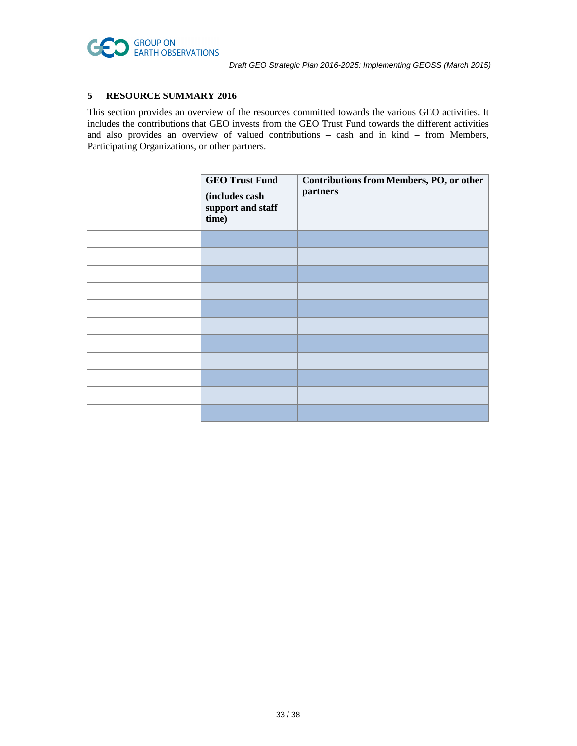## 5 RESOURCE SUMMARY 2016

This section provides an overview of the resources committed towards the various GEO activities. It includes the contributions that GEO invests from the GEO Trust Fund towards the different activities and also provides an overview of valued contributions – cash and in kind – from Members, Participating Organizations, or other partners.

| | **GEO Trust Fund** **(includes cash support and staff time)** | **Contributions from Members, PO, or other partners** |
|---|---|---|
| | | |
| | | |
| | | |
| | | |
| | | |
| | | |
| | | |
| | | |
| | | |
| | | |
| | | |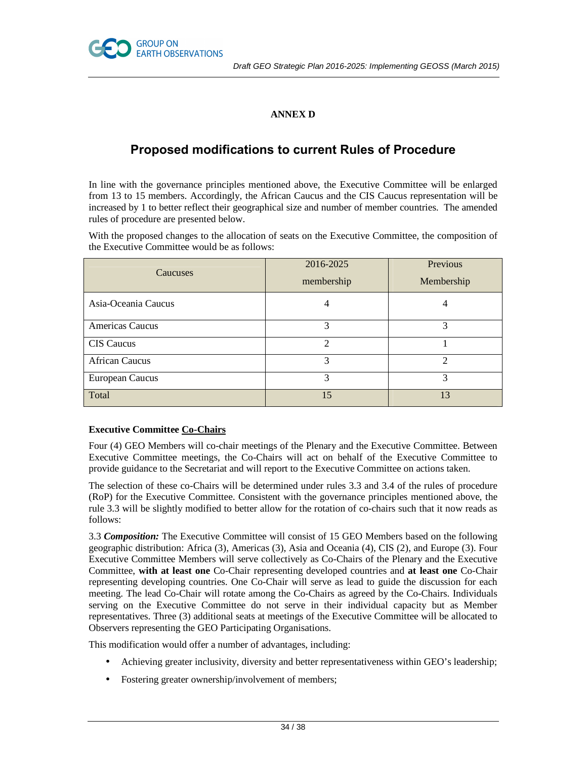**ANNEX D**

# Proposed modifications to current Rules of Procedure

In line with the governance principles mentioned above, the Executive Committee will be enlarged from 13 to 15 members. Accordingly, the African Caucus and the CIS Caucus representation will be increased by 1 to better reflect their geographical size and number of member countries. The amended rules of procedure are presented below.

With the proposed changes to the allocation of seats on the Executive Committee, the composition of the Executive Committee would be as follows:

| Caucuses | 2016-2025 membership | Previous Membership |
|---|---|---|
| Asia-Oceania Caucus | 4 | 4 |
| Americas Caucus | 3 | 3 |
| CIS Caucus | 2 | 1 |
| African Caucus | 3 | 2 |
| European Caucus | 3 | 3 |
| Total | 15 | 13 |

**Executive Committee Co-Chairs**

Four (4) GEO Members will co-chair meetings of the Plenary and the Executive Committee. Between Executive Committee meetings, the Co-Chairs will act on behalf of the Executive Committee to provide guidance to the Secretariat and will report to the Executive Committee on actions taken.

The selection of these co-Chairs will be determined under rules 3.3 and 3.4 of the rules of procedure (RoP) for the Executive Committee. Consistent with the governance principles mentioned above, the rule 3.3 will be slightly modified to better allow for the rotation of co-chairs such that it now reads as follows:

3.3 ***Composition:*** The Executive Committee will consist of 15 GEO Members based on the following geographic distribution: Africa (3), Americas (3), Asia and Oceania (4), CIS (2), and Europe (3). Four Executive Committee Members will serve collectively as Co-Chairs of the Plenary and the Executive Committee, **with at least one** Co-Chair representing developed countries and **at least one** Co-Chair representing developing countries. One Co-Chair will serve as lead to guide the discussion for each meeting. The lead Co-Chair will rotate among the Co-Chairs as agreed by the Co-Chairs. Individuals serving on the Executive Committee do not serve in their individual capacity but as Member representatives. Three (3) additional seats at meetings of the Executive Committee will be allocated to Observers representing the GEO Participating Organisations.

This modification would offer a number of advantages, including:

- Achieving greater inclusivity, diversity and better representativeness within GEO's leadership;
- Fostering greater ownership/involvement of members;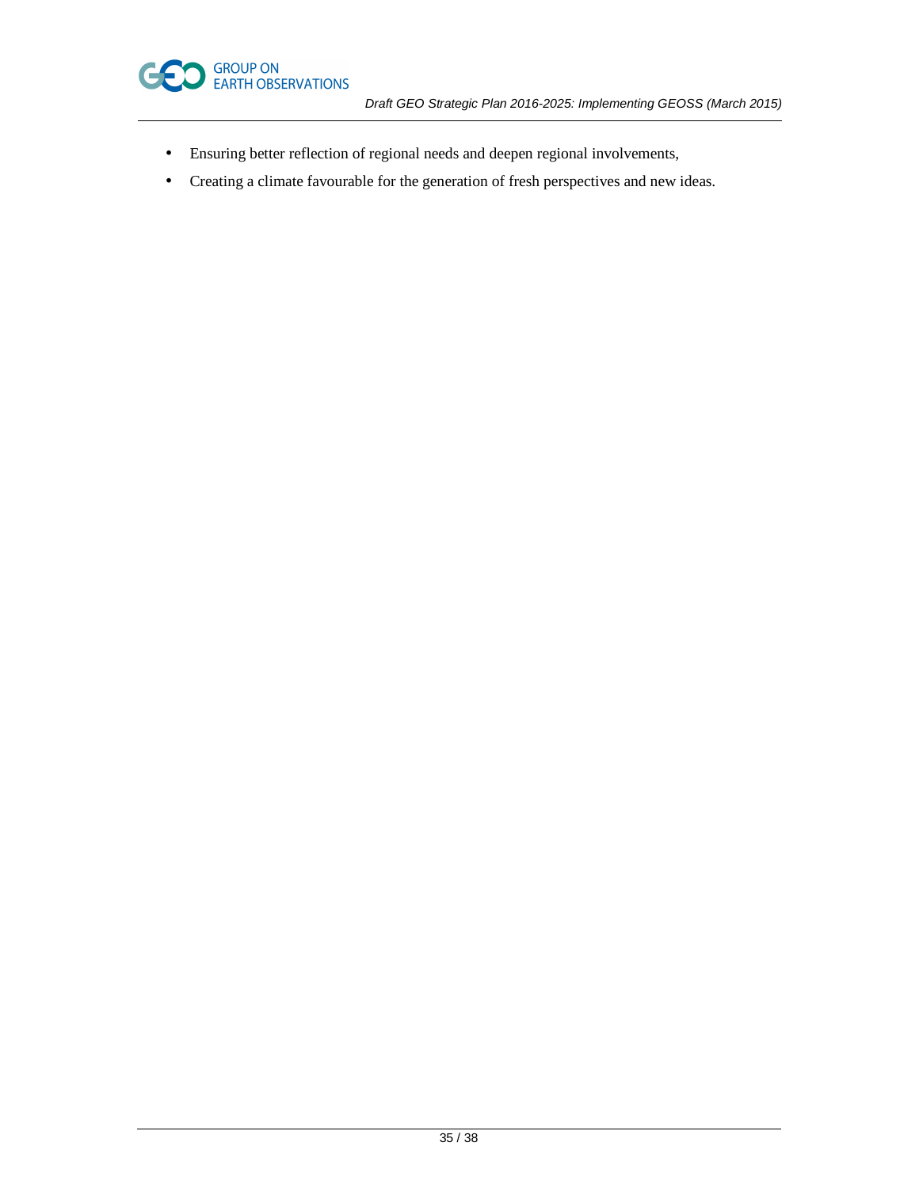- Ensuring better reflection of regional needs and deepen regional involvements,
- Creating a climate favourable for the generation of fresh perspectives and new ideas.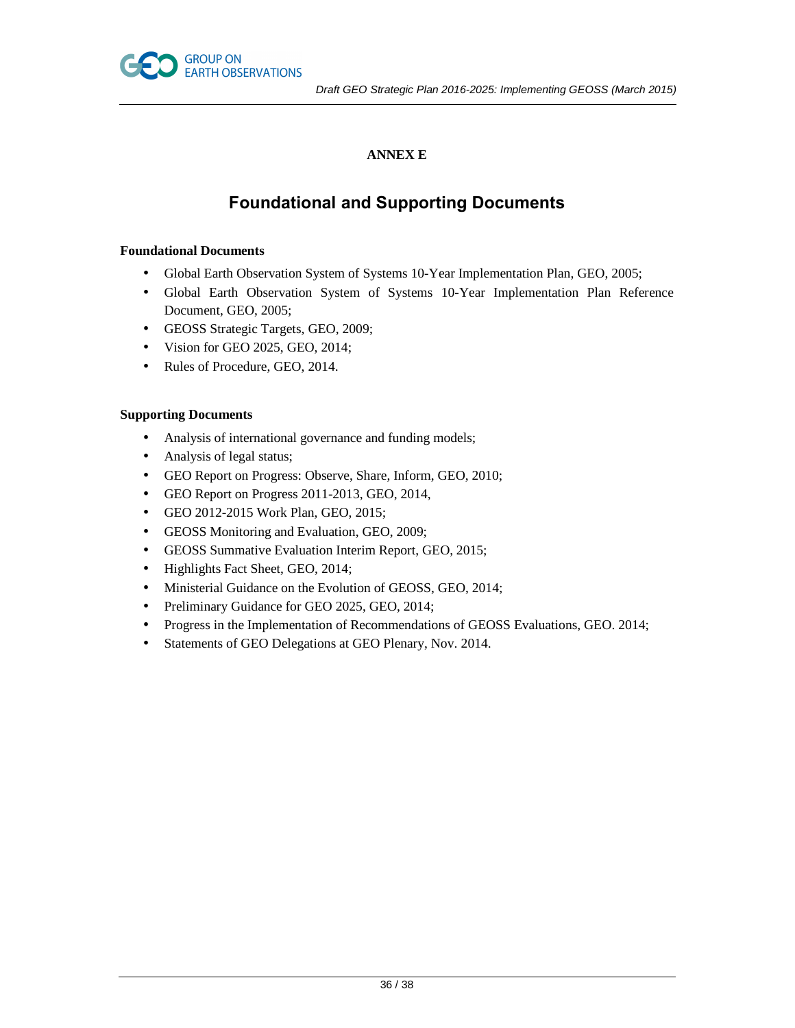**ANNEX E**

# Foundational and Supporting Documents

**Foundational Documents**

- Global Earth Observation System of Systems 10-Year Implementation Plan, GEO, 2005;
- Global Earth Observation System of Systems 10-Year Implementation Plan Reference Document, GEO, 2005;
- GEOSS Strategic Targets, GEO, 2009;
- Vision for GEO 2025, GEO, 2014;
- Rules of Procedure, GEO, 2014.

**Supporting Documents**

- Analysis of international governance and funding models;
- Analysis of legal status;
- GEO Report on Progress: Observe, Share, Inform, GEO, 2010;
- GEO Report on Progress 2011-2013, GEO, 2014,
- GEO 2012-2015 Work Plan, GEO, 2015;
- GEOSS Monitoring and Evaluation, GEO, 2009;
- GEOSS Summative Evaluation Interim Report, GEO, 2015;
- Highlights Fact Sheet, GEO, 2014;
- Ministerial Guidance on the Evolution of GEOSS, GEO, 2014;
- Preliminary Guidance for GEO 2025, GEO, 2014;
- Progress in the Implementation of Recommendations of GEOSS Evaluations, GEO. 2014;
- Statements of GEO Delegations at GEO Plenary, Nov. 2014.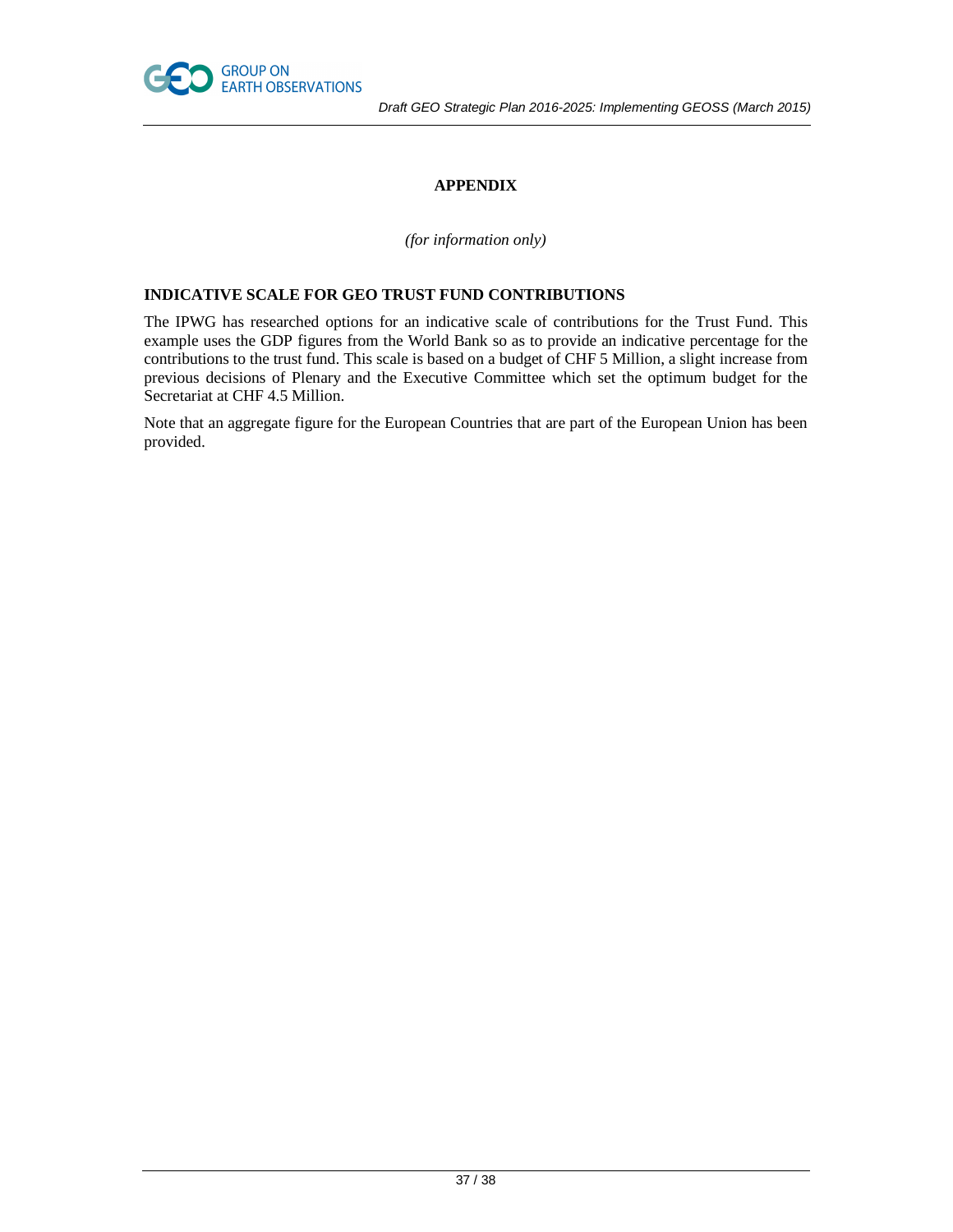# APPENDIX

*(for information only)*

## INDICATIVE SCALE FOR GEO TRUST FUND CONTRIBUTIONS

The IPWG has researched options for an indicative scale of contributions for the Trust Fund. This example uses the GDP figures from the World Bank so as to provide an indicative percentage for the contributions to the trust fund. This scale is based on a budget of CHF 5 Million, a slight increase from previous decisions of Plenary and the Executive Committee which set the optimum budget for the Secretariat at CHF 4.5 Million.

Note that an aggregate figure for the European Countries that are part of the European Union has been provided.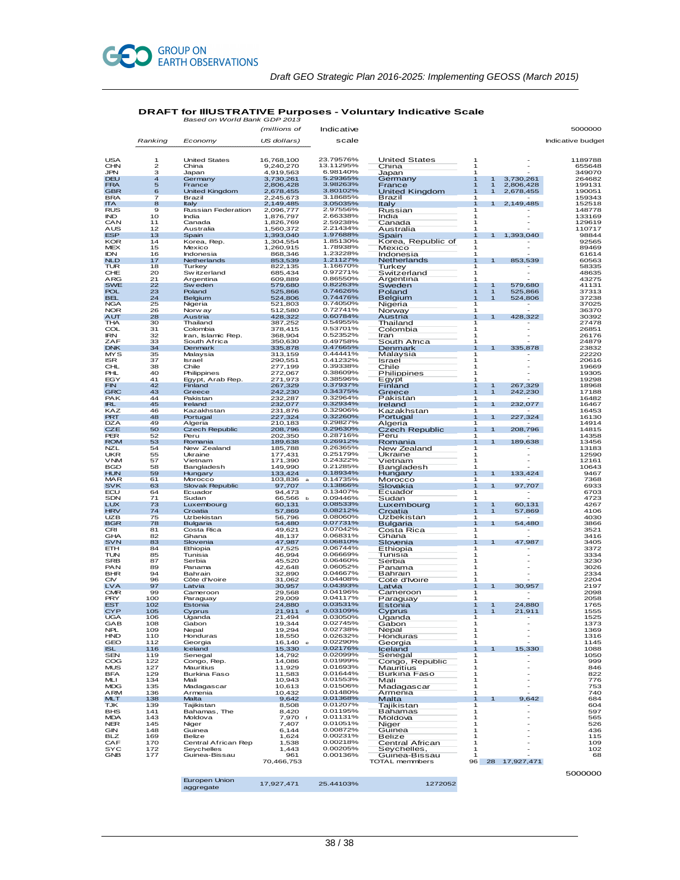**DRAFT for IllUSTRATIVE Purposes - Voluntary Indicative Scale**

*Based on World Bank GDP 2013*

| | Ranking | Economy | (millions of US dollars) | Indicative scale | | | | | Indicative budget (5000000) |
|---|---|---|---|---|---|---|---|---|---|
| USA | 1 | United States | 16,768,100 | 23.79576% | United States | 1 | | - | 1189788 |
| CHN | 2 | China | 9,240,270 | 13.11295% | China | 1 | | - | 655648 |
| JPN | 3 | Japan | 4,919,563 | 6.98140% | Japan | 1 | | - | 349070 |
| DEU | 4 | Germany | 3,730,261 | 5.29365% | Germany | 1 | 1 | 3,730,261 | 264682 |
| FRA | 5 | France | 2,806,428 | 3.98263% | France | 1 | 1 | 2,806,428 | 199131 |
| GBR | 6 | United Kingdom | 2,678,455 | 3.80102% | United Kingdom | 1 | 1 | 2,678,455 | 190051 |
| BRA | 7 | Brazil | 2,245,673 | 3.18685% | Brazil | 1 | | - | 159343 |
| ITA | 8 | Italy | 2,149,485 | 3.05035% | Italy | 1 | 1 | 2,149,485 | 152518 |
| RUS | 9 | Russian Federation | 2,096,777 | 2.97556% | Russian | 1 | | - | 148778 |
| IND | 10 | India | 1,876,797 | 2.66338% | India | 1 | | - | 133169 |
| CAN | 11 | Canada | 1,826,769 | 2.59238% | Canada | 1 | | - | 129619 |
| AUS | 12 | Australia | 1,560,372 | 2.21434% | Australia | 1 | | - | 110717 |
| ESP | 13 | Spain | 1,393,040 | 1.97688% | Spain | 1 | 1 | 1,393,040 | 98844 |
| KOR | 14 | Korea, Rep. | 1,304,554 | 1.85130% | Korea, Republic of | 1 | | - | 92565 |
| MEX | 15 | Mexico | 1,260,915 | 1.78938% | Mexico | 1 | | - | 89469 |
| IDN | 16 | Indonesia | 868,346 | 1.23228% | Indonesia | 1 | | - | 61614 |
| NLD | 17 | Netherlands | 853,539 | 1.21127% | Netherlands | 1 | 1 | 853,539 | 60563 |
| TUR | 18 | Turkey | 822,135 | 1.16670% | Turkey | 1 | | - | 58335 |
| CHE | 20 | Switzerland | 685,434 | 0.97271% | Switzerland | 1 | | - | 48635 |
| ARG | 21 | Argentina | 609,889 | 0.86550% | Argentina | 1 | | - | 43275 |
| SWE | 22 | Sweden | 579,680 | 0.82263% | Sweden | 1 | 1 | 579,680 | 41131 |
| POL | 23 | Poland | 525,866 | 0.74626% | Poland | 1 | 1 | 525,866 | 37313 |
| BEL | 24 | Belgium | 524,806 | 0.74476% | Belgium | 1 | 1 | 524,806 | 37238 |
| NGA | 25 | Nigeria | 521,803 | 0.74050% | Nigeria | 1 | | - | 37025 |
| NOR | 26 | Norway | 512,580 | 0.72741% | Norway | 1 | | - | 36370 |
| AUT | 28 | Austria | 428,322 | 0.60784% | Austria | 1 | 1 | 428,322 | 30392 |
| THA | 30 | Thailand | 387,252 | 0.54955% | Thailand | 1 | | - | 27478 |
| COL | 31 | Colombia | 378,415 | 0.53701% | Colombia | 1 | | - | 26851 |
| IRN | 32 | Iran, Islamic Rep. | 368,904 | 0.52352% | Iran | 1 | | - | 26176 |
| ZAF | 33 | South Africa | 350,630 | 0.49758% | South Africa | 1 | | - | 24879 |
| DNK | 34 | Denmark | 335,878 | 0.47665% | Denmark | 1 | 1 | 335,878 | 23832 |
| MYS | 35 | Malaysia | 313,159 | 0.44441% | Malaysia | 1 | | - | 22220 |
| ISR | 37 | Israel | 290,551 | 0.41232% | Israel | 1 | | - | 20616 |
| CHL | 38 | Chile | 277,199 | 0.39338% | Chile | 1 | | - | 19669 |
| PHL | 40 | Philippines | 272,067 | 0.38609% | Philippines | 1 | | - | 19305 |
| EGY | 41 | Egypt, Arab Rep. | 271,973 | 0.38596% | Egypt | 1 | | - | 19298 |
| FIN | 42 | Finland | 267,329 | 0.37937% | Finland | 1 | 1 | 267,329 | 18968 |
| GRC | 43 | Greece | 242,230 | 0.34375% | Greece | 1 | 1 | 242,230 | 17188 |
| PAK | 44 | Pakistan | 232,287 | 0.32964% | Pakistan | 1 | | - | 16482 |
| IRL | 45 | Ireland | 232,077 | 0.32934% | Ireland | 1 | 1 | 232,077 | 16467 |
| KAZ | 46 | Kazakhstan | 231,876 | 0.32906% | Kazakhstan | 1 | | - | 16453 |
| PRT | 48 | Portugal | 227,324 | 0.32260% | Portugal | 1 | 1 | 227,324 | 16130 |
| DZA | 49 | Algeria | 210,183 | 0.29827% | Algeria | 1 | | - | 14914 |
| CZE | 50 | Czech Republic | 208,796 | 0.29630% | Czech Republic | 1 | 1 | 208,796 | 14815 |
| PER | 52 | Peru | 202,350 | 0.28716% | Peru | 1 | | - | 14358 |
| ROM | 53 | Romania | 189,638 | 0.26912% | Romania | 1 | 1 | 189,638 | 13456 |
| NZL | 54 | New Zealand | 185,788 | 0.26365% | New Zealand | 1 | | - | 13183 |
| UKR | 55 | Ukraine | 177,431 | 0.25179% | Ukraine | 1 | | - | 12590 |
| VNM | 57 | Vietnam | 171,390 | 0.24322% | Vietnam | 1 | | - | 12161 |
| BGD | 58 | Bangladesh | 149,990 | 0.21285% | Bangladesh | 1 | | - | 10643 |
| HUN | 59 | Hungary | 133,424 | 0.18934% | Hungary | 1 | 1 | 133,424 | 9467 |
| MAR | 61 | Morocco | 103,836 a | 0.14735% | Morocco | 1 | | - | 7368 |
| SVK | 63 | Slovak Republic | 97,707 | 0.13866% | Slovakia | 1 | 1 | 97,707 | 6933 |
| ECU | 64 | Ecuador | 94,473 | 0.13407% | Ecuador | 1 | | - | 6703 |
| SDN | 71 | Sudan | 66,566 b | 0.09446% | Sudan | 1 | | - | 4723 |
| LUX | 73 | Luxembourg | 60,131 | 0.08533% | Luxembourg | 1 | 1 | 60,131 | 4267 |
| HRV | 74 | Croatia | 57,869 | 0.08212% | Croatia | 1 | 1 | 57,869 | 4106 |
| UZB | 75 | Uzbekistan | 56,796 | 0.08060% | Uzbekistan | 1 | | - | 4030 |
| BGR | 78 | Bulgaria | 54,480 | 0.07731% | Bulgaria | 1 | 1 | 54,480 | 3866 |
| CRI | 81 | Costa Rica | 49,621 | 0.07042% | Costa Rica | 1 | | - | 3521 |
| GHA | 82 | Ghana | 48,137 | 0.06831% | Ghana | 1 | | - | 3416 |
| SVN | 83 | Slovenia | 47,987 | 0.06810% | Slovenia | 1 | 1 | 47,987 | 3405 |
| ETH | 84 | Ethiopia | 47,525 | 0.06744% | Ethiopia | 1 | | - | 3372 |
| TUN | 85 | Tunisia | 46,994 | 0.06669% | Tunisia | 1 | | - | 3334 |
| SRB | 87 | Serbia | 45,520 | 0.06460% | Serbia | 1 | | - | 3230 |
| PAN | 89 | Panama | 42,648 | 0.06052% | Panama | 1 | | - | 3026 |
| BHR | 94 | Bahrain | 32,890 | 0.04667% | Bahrain | 1 | | - | 2334 |
| CIV | 96 | Côte d'Ivoire | 31,062 | 0.04408% | Cote d'Ivoire | 1 | | - | 2204 |
| LVA | 97 | Latvia | 30,957 | 0.04393% | Latvia | 1 | 1 | 30,957 | 2197 |
| CMR | 99 | Cameroon | 29,568 | 0.04196% | Cameroon | 1 | | - | 2098 |
| PRY | 100 | Paraguay | 29,009 | 0.04117% | Paraguay | 1 | | - | 2058 |
| EST | 102 | Estonia | 24,880 | 0.03531% | Estonia | 1 | 1 | 24,880 | 1765 |
| CYP | 105 | Cyprus | 21,911 d | 0.03109% | Cyprus | 1 | 1 | 21,911 | 1555 |
| UGA | 106 | Uganda | 21,494 | 0.03050% | Uganda | 1 | | - | 1525 |
| GAB | 108 | Gabon | 19,344 | 0.02745% | Gabon | 1 | | - | 1373 |
| NPL | 109 | Nepal | 19,294 | 0.02738% | Nepal | 1 | | - | 1369 |
| HND | 110 | Honduras | 18,550 | 0.02632% | Honduras | 1 | | - | 1316 |
| GEO | 112 | Georgia | 16,140 e | 0.02290% | Georgia | 1 | | - | 1145 |
| ISL | 116 | Iceland | 15,330 | 0.02176% | Iceland | 1 | 1 | 15,330 | 1088 |
| SEN | 119 | Senegal | 14,792 | 0.02099% | Senegal | 1 | | - | 1050 |
| COG | 122 | Congo, Rep. | 14,086 | 0.01999% | Congo, Republic | 1 | | - | 999 |
| MUS | 127 | Mauritius | 11,929 | 0.01693% | Mauritius | 1 | | - | 846 |
| BFA | 129 | Burkina Faso | 11,583 | 0.01644% | Burkina Faso | 1 | | - | 822 |
| MLI | 134 | Mali | 10,943 | 0.01553% | Mali | 1 | | - | 776 |
| MDG | 135 | Madagascar | 10,613 | 0.01506% | Madagascar | 1 | | - | 753 |
| ARM | 136 | Armenia | 10,432 | 0.01480% | Armenia | 1 | | - | 740 |
| MLT | 138 | Malta | 9,642 | 0.01368% | Malta | 1 | 1 | 9,642 | 684 |
| TJK | 139 | Tajikistan | 8,508 | 0.01207% | Tajikistan | 1 | | - | 604 |
| BHS | 141 | Bahamas, The | 8,420 | 0.01195% | Bahamas | 1 | | - | 597 |
| MDA | 143 | Moldova | 7,970 f | 0.01131% | Moldova | 1 | | - | 565 |
| NER | 145 | Niger | 7,407 | 0.01051% | Niger | 1 | | - | 526 |
| GIN | 148 | Guinea | 6,144 | 0.00872% | Guinea | 1 | | - | 436 |
| BLZ | 169 | Belize | 1,624 | 0.00231% | Belize | 1 | | - | 115 |
| CAF | 170 | Central African Rep | 1,538 | 0.00218% | Central African | 1 | | - | 109 |
| SYC | 172 | Seychelles | 1,443 | 0.00205% | Seychelles, | 1 | | - | 102 |
| GNB | 177 | Guinea-Bissau | 961 | 0.00136% | Guinea-Bissau | 1 | | - | 68 |
| | | | 70,466,753 | | TOTAL memmbers | 96 | 28 | 17,927,471 | |
| | | | | | | | | | 5000000 |

| | | | |
|---|---|---|---|
| Europen Union aggregate | 17,927,471 | 25.44103% | 1272052 |